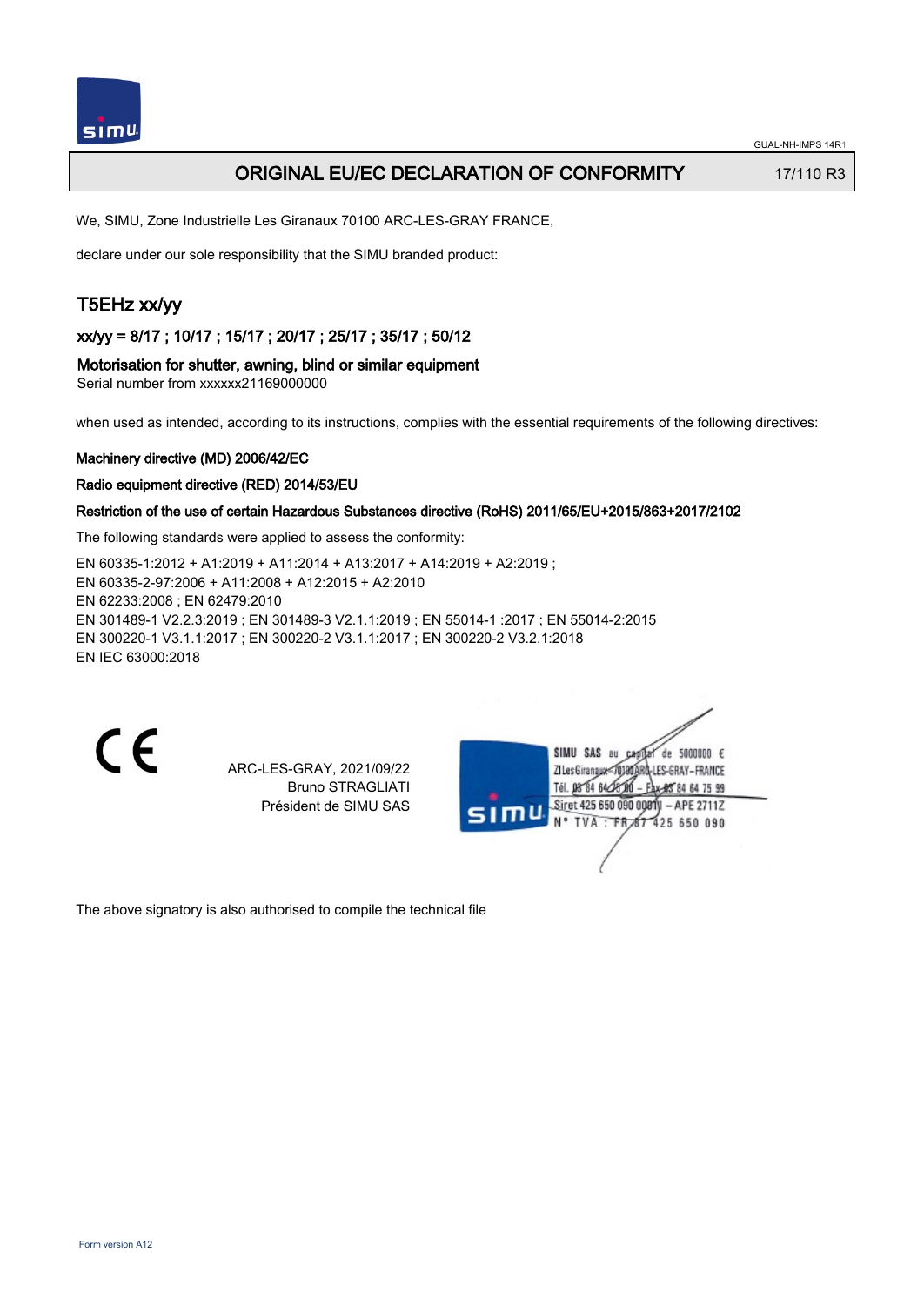# ORIGINAL EU/EC DECLARATION OF CONFORMITY

17/110 R3

We, SIMU, Zone Industrielle Les Giranaux 70100 ARC-LES-GRAY FRANCE,

declare under our sole responsibility that the SIMU branded product:

## T5EHz xx/yy

### xx/yy = 8/17 ; 10/17 ; 15/17 ; 20/17 ; 25/17 ; 35/17 ; 50/12

**Motorisation for shutter, awning, blind or similar equipment**
Serial number from xxxxxx21169000000

when used as intended, according to its instructions, complies with the essential requirements of the following directives:

**Machinery directive (MD) 2006/42/EC**

**Radio equipment directive (RED) 2014/53/EU**

**Restriction of the use of certain Hazardous Substances directive (RoHS) 2011/65/EU+2015/863+2017/2102**

The following standards were applied to assess the conformity:

EN 60335-1:2012 + A1:2019 + A11:2014 + A13:2017 + A14:2019 + A2:2019 ;
EN 60335-2-97:2006 + A11:2008 + A12:2015 + A2:2010
EN 62233:2008 ; EN 62479:2010
EN 301489-1 V2.2.3:2019 ; EN 301489-3 V2.1.1:2019 ; EN 55014-1 :2017 ; EN 55014-2:2015
EN 300220-1 V3.1.1:2017 ; EN 300220-2 V3.1.1:2017 ; EN 300220-2 V3.2.1:2018
EN IEC 63000:2018

CE

ARC-LES-GRAY, 2021/09/22
Bruno STRAGLIATI
Président de SIMU SAS

SIMU SAS au capital de 5000000 €
ZI Les Giranaux 70100 ARC-LES-GRAY-FRANCE
Tél. 03 84 64 75 00 – Fax 03 84 64 75 99
Siret 425 650 090 00011 – APE 2711Z
N° TVA : FR 87 425 650 090

The above signatory is also authorised to compile the technical file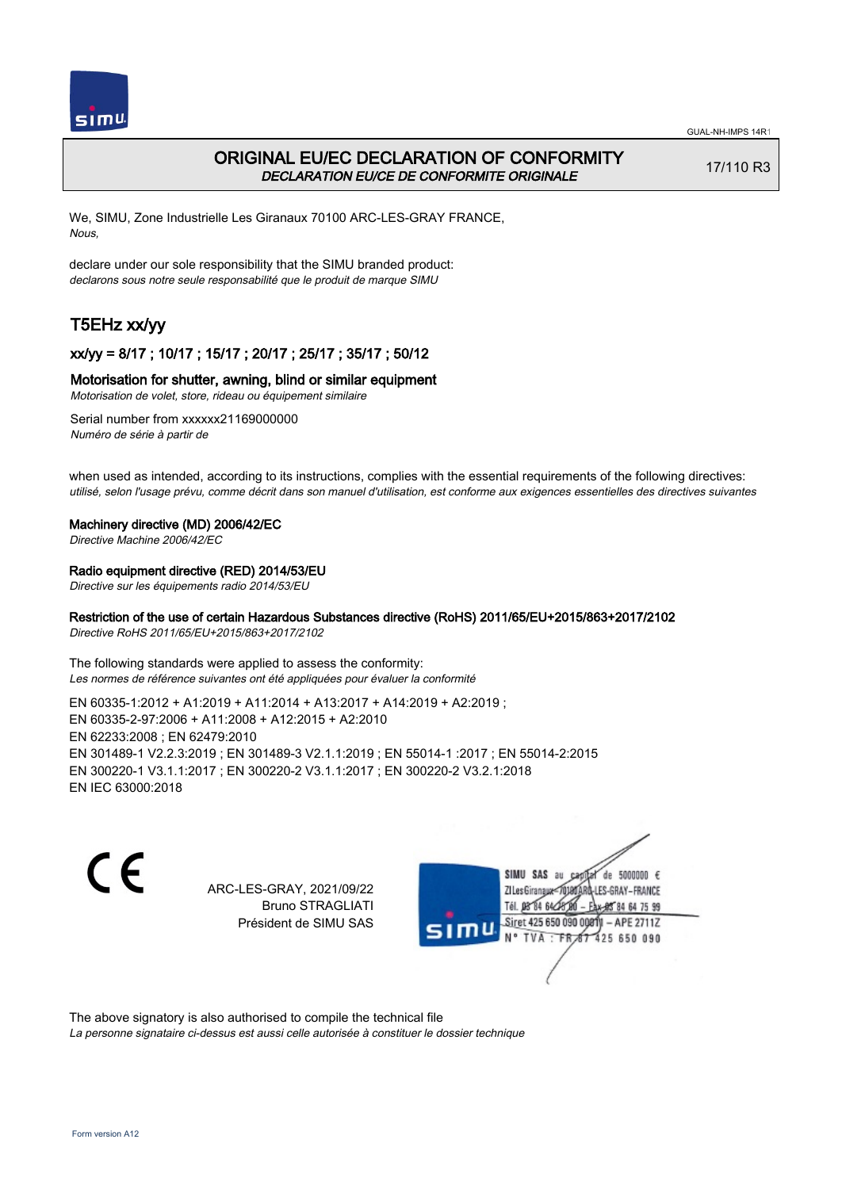# ORIGINAL EU/EC DECLARATION OF CONFORMITY

*DECLARATION EU/CE DE CONFORMITE ORIGINALE*

17/110 R3

We, SIMU, Zone Industrielle Les Giranaux 70100 ARC-LES-GRAY FRANCE,
*Nous,*

declare under our sole responsibility that the SIMU branded product:
*declarons sous notre seule responsabilité que le produit de marque SIMU*

## T5EHz xx/yy

### xx/yy = 8/17 ; 10/17 ; 15/17 ; 20/17 ; 25/17 ; 35/17 ; 50/12

### Motorisation for shutter, awning, blind or similar equipment

*Motorisation de volet, store, rideau ou équipement similaire*

Serial number from xxxxxx21169000000
*Numéro de série à partir de*

when used as intended, according to its instructions, complies with the essential requirements of the following directives:
*utilisé, selon l'usage prévu, comme décrit dans son manuel d'utilisation, est conforme aux exigences essentielles des directives suivantes*

**Machinery directive (MD) 2006/42/EC**
*Directive Machine 2006/42/EC*

**Radio equipment directive (RED) 2014/53/EU**
*Directive sur les équipements radio 2014/53/EU*

**Restriction of the use of certain Hazardous Substances directive (RoHS) 2011/65/EU+2015/863+2017/2102**
*Directive RoHS 2011/65/EU+2015/863+2017/2102*

The following standards were applied to assess the conformity:
*Les normes de référence suivantes ont été appliquées pour évaluer la conformité*

EN 60335-1:2012 + A1:2019 + A11:2014 + A13:2017 + A14:2019 + A2:2019 ;
EN 60335-2-97:2006 + A11:2008 + A12:2015 + A2:2010
EN 62233:2008 ; EN 62479:2010
EN 301489-1 V2.2.3:2019 ; EN 301489-3 V2.1.1:2019 ; EN 55014-1 :2017 ; EN 55014-2:2015
EN 300220-1 V3.1.1:2017 ; EN 300220-2 V3.1.1:2017 ; EN 300220-2 V3.2.1:2018
EN IEC 63000:2018

CE

ARC-LES-GRAY, 2021/09/22
Bruno STRAGLIATI
Président de SIMU SAS

SIMU SAS au capital de 5000000 €
ZI Les Giranaux 70100 ARC-LES-GRAY-FRANCE
Tél. 03 84 64 75 00 – Fax 03 84 64 75 99
Siret 425 650 090 00011 – APE 2711Z
N° TVA : FR 67 425 650 090

The above signatory is also authorised to compile the technical file
*La personne signataire ci-dessus est aussi celle autorisée à constituer le dossier technique*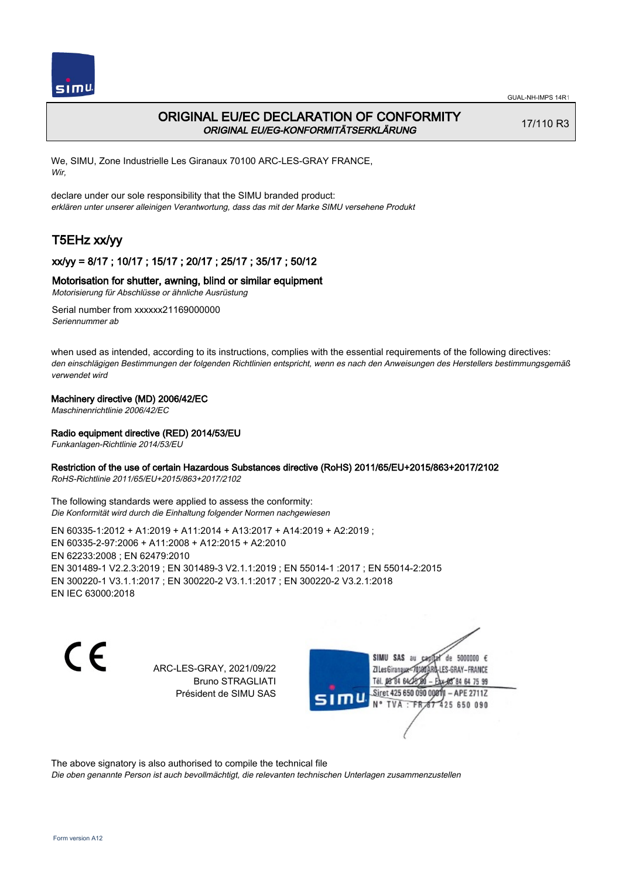# ORIGINAL EU/EC DECLARATION OF CONFORMITY

*ORIGINAL EU/EG-KONFORMITÄTSERKLÄRUNG*

17/110 R3

We, SIMU, Zone Industrielle Les Giranaux 70100 ARC-LES-GRAY FRANCE,
*Wir,*

declare under our sole responsibility that the SIMU branded product:
*erklären unter unserer alleinigen Verantwortung, dass das mit der Marke SIMU versehene Produkt*

## T5EHz xx/yy

### xx/yy = 8/17 ; 10/17 ; 15/17 ; 20/17 ; 25/17 ; 35/17 ; 50/12

### Motorisation for shutter, awning, blind or similar equipment

*Motorisierung für Abschlüsse or ähnliche Ausrüstung*

Serial number from xxxxxx21169000000
*Seriennummer ab*

when used as intended, according to its instructions, complies with the essential requirements of the following directives:
*den einschlägigen Bestimmungen der folgenden Richtlinien entspricht, wenn es nach den Anweisungen des Herstellers bestimmungsgemäß verwendet wird*

**Machinery directive (MD) 2006/42/EC**
*Maschinenrichtlinie 2006/42/EC*

**Radio equipment directive (RED) 2014/53/EU**
*Funkanlagen-Richtlinie 2014/53/EU*

**Restriction of the use of certain Hazardous Substances directive (RoHS) 2011/65/EU+2015/863+2017/2102**
*RoHS-Richtlinie 2011/65/EU+2015/863+2017/2102*

The following standards were applied to assess the conformity:
*Die Konformität wird durch die Einhaltung folgender Normen nachgewiesen*

EN 60335-1:2012 + A1:2019 + A11:2014 + A13:2017 + A14:2019 + A2:2019 ;
EN 60335-2-97:2006 + A11:2008 + A12:2015 + A2:2010
EN 62233:2008 ; EN 62479:2010
EN 301489-1 V2.2.3:2019 ; EN 301489-3 V2.1.1:2019 ; EN 55014-1 :2017 ; EN 55014-2:2015
EN 300220-1 V3.1.1:2017 ; EN 300220-2 V3.1.1:2017 ; EN 300220-2 V3.2.1:2018
EN IEC 63000:2018

ARC-LES-GRAY, 2021/09/22
Bruno STRAGLIATI
Président de SIMU SAS

SIMU SAS au capital de 5000000 €
ZI Les Giranaux 70100 ARC-LES-GRAY-FRANCE
Tél. 03 84 64 75 00 – Fax 03 84 64 75 99
Siret 425 650 090 00011 – APE 2711Z
N° TVA : FR 87 425 650 090

The above signatory is also authorised to compile the technical file
*Die oben genannte Person ist auch bevollmächtigt, die relevanten technischen Unterlagen zusammenzustellen*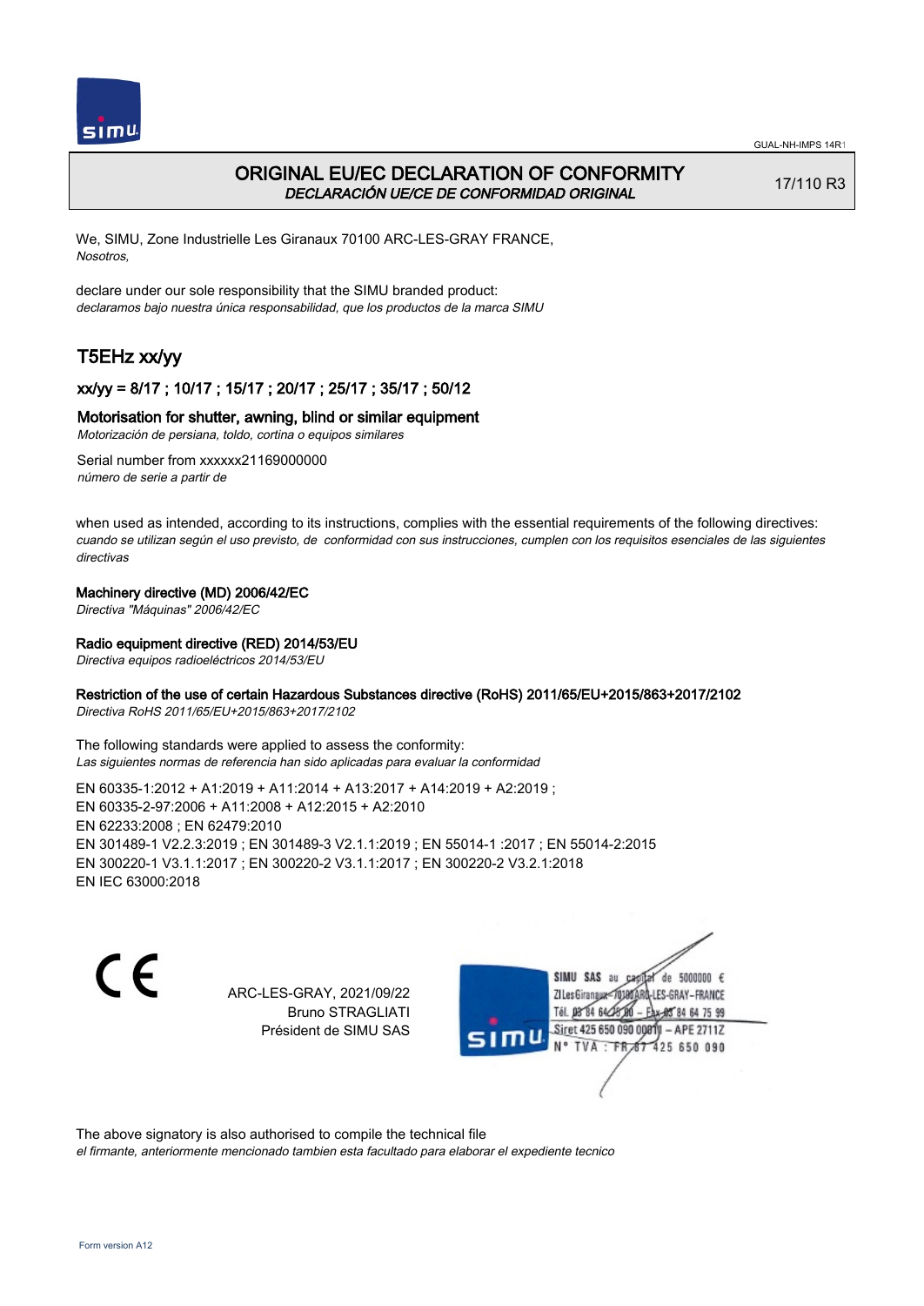GUAL-NH-IMPS 14R1

# ORIGINAL EU/EC DECLARATION OF CONFORMITY
*DECLARACIÓN UE/CE DE CONFORMIDAD ORIGINAL*

17/110 R3

We, SIMU, Zone Industrielle Les Giranaux 70100 ARC-LES-GRAY FRANCE,
*Nosotros,*

declare under our sole responsibility that the SIMU branded product:
*declaramos bajo nuestra única responsabilidad, que los productos de la marca SIMU*

## T5EHz xx/yy

### xx/yy = 8/17 ; 10/17 ; 15/17 ; 20/17 ; 25/17 ; 35/17 ; 50/12

**Motorisation for shutter, awning, blind or similar equipment**
*Motorización de persiana, toldo, cortina o equipos similares*

Serial number from xxxxxx21169000000
*número de serie a partir de*

when used as intended, according to its instructions, complies with the essential requirements of the following directives:
*cuando se utilizan según el uso previsto, de conformidad con sus instrucciones, cumplen con los requisitos esenciales de las siguientes directivas*

**Machinery directive (MD) 2006/42/EC**
*Directiva "Máquinas" 2006/42/EC*

**Radio equipment directive (RED) 2014/53/EU**
*Directiva equipos radioeléctricos 2014/53/EU*

**Restriction of the use of certain Hazardous Substances directive (RoHS) 2011/65/EU+2015/863+2017/2102**
*Directiva RoHS 2011/65/EU+2015/863+2017/2102*

The following standards were applied to assess the conformity:
*Las siguientes normas de referencia han sido aplicadas para evaluar la conformidad*

EN 60335-1:2012 + A1:2019 + A11:2014 + A13:2017 + A14:2019 + A2:2019 ;
EN 60335-2-97:2006 + A11:2008 + A12:2015 + A2:2010
EN 62233:2008 ; EN 62479:2010
EN 301489-1 V2.2.3:2019 ; EN 301489-3 V2.1.1:2019 ; EN 55014-1 :2017 ; EN 55014-2:2015
EN 300220-1 V3.1.1:2017 ; EN 300220-2 V3.1.1:2017 ; EN 300220-2 V3.2.1:2018
EN IEC 63000:2018

CE

ARC-LES-GRAY, 2021/09/22
Bruno STRAGLIATI
Président de SIMU SAS

SIMU SAS au capital de 5000000 €
ZI Les Giranaux 70100 ARC-LES-GRAY-FRANCE
Tél. 03 84 64 75 00 – Fax 03 84 64 75 99
Siret 425 650 090 00011 – APE 2711Z
N° TVA : FR 87 425 650 090

The above signatory is also authorised to compile the technical file
*el firmante, anteriormente mencionado tambien esta facultado para elaborar el expediente tecnico*

Form version A12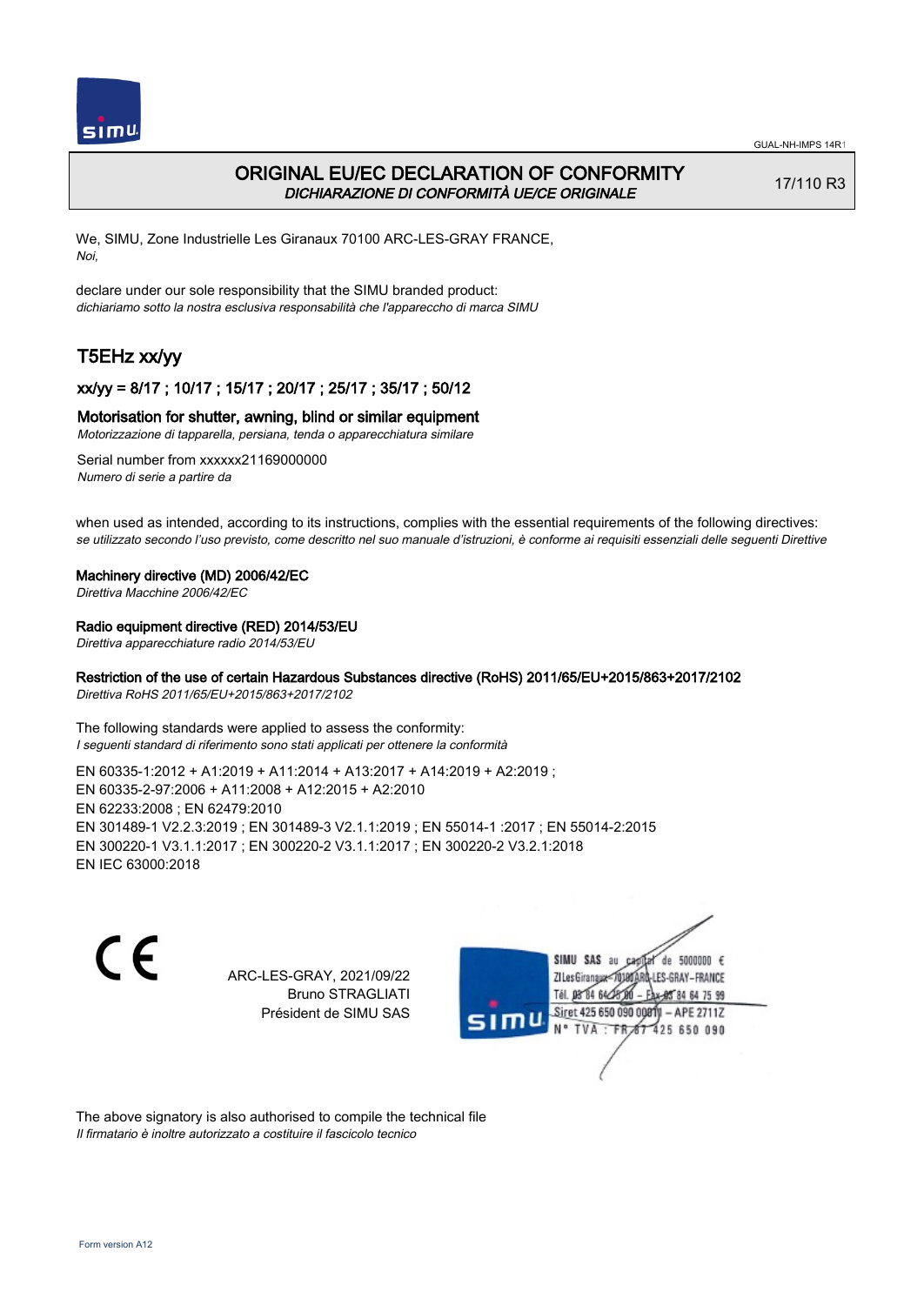GUAL-NH-IMPS 14R1

# ORIGINAL EU/EC DECLARATION OF CONFORMITY
*DICHIARAZIONE DI CONFORMITÀ UE/CE ORIGINALE*

17/110 R3

We, SIMU, Zone Industrielle Les Giranaux 70100 ARC-LES-GRAY FRANCE,
*Noi,*

declare under our sole responsibility that the SIMU branded product:
*dichiariamo sotto la nostra esclusiva responsabilità che l'apparecchio di marca SIMU*

## T5EHz xx/yy

### xx/yy = 8/17 ; 10/17 ; 15/17 ; 20/17 ; 25/17 ; 35/17 ; 50/12

**Motorisation for shutter, awning, blind or similar equipment**
*Motorizzazione di tapparella, persiana, tenda o apparecchiatura similare*

Serial number from xxxxxx21169000000
*Numero di serie a partire da*

when used as intended, according to its instructions, complies with the essential requirements of the following directives:
*se utilizzato secondo l'uso previsto, come descritto nel suo manuale d'istruzioni, è conforme ai requisiti essenziali delle seguenti Direttive*

**Machinery directive (MD) 2006/42/EC**
*Direttiva Macchine 2006/42/EC*

**Radio equipment directive (RED) 2014/53/EU**
*Direttiva apparecchiature radio 2014/53/EU*

**Restriction of the use of certain Hazardous Substances directive (RoHS) 2011/65/EU+2015/863+2017/2102**
*Direttiva RoHS 2011/65/EU+2015/863+2017/2102*

The following standards were applied to assess the conformity:
*I seguenti standard di riferimento sono stati applicati per ottenere la conformità*

EN 60335-1:2012 + A1:2019 + A11:2014 + A13:2017 + A14:2019 + A2:2019 ;
EN 60335-2-97:2006 + A11:2008 + A12:2015 + A2:2010
EN 62233:2008 ; EN 62479:2010
EN 301489-1 V2.2.3:2019 ; EN 301489-3 V2.1.1:2019 ; EN 55014-1 :2017 ; EN 55014-2:2015
EN 300220-1 V3.1.1:2017 ; EN 300220-2 V3.1.1:2017 ; EN 300220-2 V3.2.1:2018
EN IEC 63000:2018

CE

ARC-LES-GRAY, 2021/09/22
Bruno STRAGLIATI
Président de SIMU SAS

SIMU SAS au capital de 5000000 €
ZI Les Giranaux 70100 ARC-LES-GRAY-FRANCE
Tél. 03 84 64 75 00 – Fax 03 84 64 75 99
Siret 425 650 090 00011 – APE 2711Z
N° TVA : FR 67 425 650 090

The above signatory is also authorised to compile the technical file
*Il firmatario è inoltre autorizzato a costituire il fascicolo tecnico*

Form version A12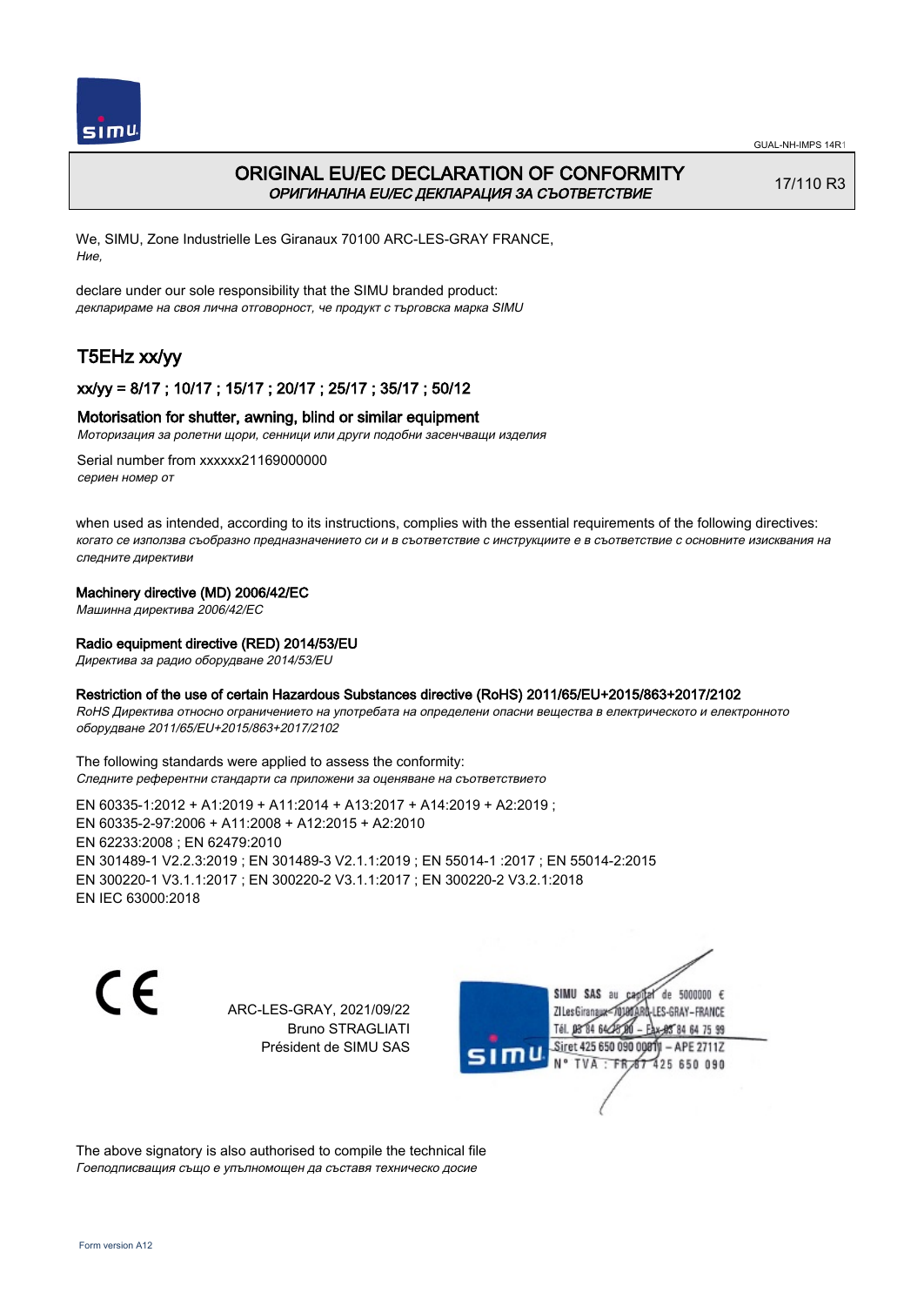# ORIGINAL EU/EC DECLARATION OF CONFORMITY

*ОРИГИНАЛНА EU/EC ДЕКЛАРАЦИЯ ЗА СЪОТВЕТСТВИЕ*

17/110 R3

We, SIMU, Zone Industrielle Les Giranaux 70100 ARC-LES-GRAY FRANCE,
*Ние,*

declare under our sole responsibility that the SIMU branded product:
*декларираме на своя лична отговорност, че продукт с търговска марка SIMU*

## T5EHz xx/yy

### xx/yy = 8/17 ; 10/17 ; 15/17 ; 20/17 ; 25/17 ; 35/17 ; 50/12

### Motorisation for shutter, awning, blind or similar equipment

*Моторизация за ролетни щори, сенници или други подобни засенчващи изделия*

Serial number from xxxxxx21169000000
*сериен номер от*

when used as intended, according to its instructions, complies with the essential requirements of the following directives:
*когато се използва съобразно предназначението си и в съответствие с инструкциите е в съответствие с основните изисквания на следните директиви*

**Machinery directive (MD) 2006/42/EC**
*Машинна директива 2006/42/EC*

**Radio equipment directive (RED) 2014/53/EU**
*Директива за радио оборудване 2014/53/EU*

**Restriction of the use of certain Hazardous Substances directive (RoHS) 2011/65/EU+2015/863+2017/2102**
*RoHS Директива относно ограничението на употребата на определени опасни вещества в електрическото и електронното оборудване 2011/65/EU+2015/863+2017/2102*

The following standards were applied to assess the conformity:
*Следните референтни стандарти са приложени за оценяване на съответствието*

EN 60335-1:2012 + A1:2019 + A11:2014 + A13:2017 + A14:2019 + A2:2019 ;
EN 60335-2-97:2006 + A11:2008 + A12:2015 + A2:2010
EN 62233:2008 ; EN 62479:2010
EN 301489-1 V2.2.3:2019 ; EN 301489-3 V2.1.1:2019 ; EN 55014-1 :2017 ; EN 55014-2:2015
EN 300220-1 V3.1.1:2017 ; EN 300220-2 V3.1.1:2017 ; EN 300220-2 V3.2.1:2018
EN IEC 63000:2018

CE

ARC-LES-GRAY, 2021/09/22
Bruno STRAGLIATI
Président de SIMU SAS

SIMU SAS au capital de 5000000 €
ZI Les Giranaux 70100 ARC-LES-GRAY-FRANCE
Tél. 03 84 64 75 00 – Fax 03 84 64 75 99
Siret 425 650 090 00011 – APE 2711Z
N° TVA : FR 67 425 650 090

The above signatory is also authorised to compile the technical file
*Гоеподписващия също е упълномощен да съставя техническо досие*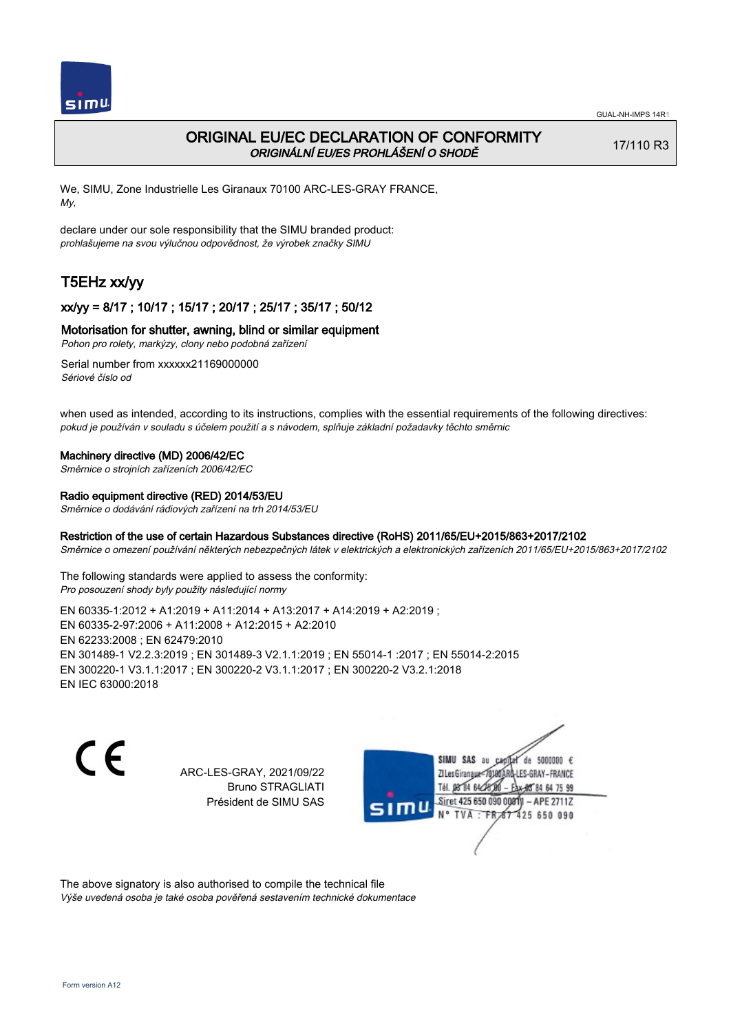# ORIGINAL EU/EC DECLARATION OF CONFORMITY
*ORIGINÁLNÍ EU/ES PROHLÁŠENÍ O SHODĚ*

17/110 R3

We, SIMU, Zone Industrielle Les Giranaux 70100 ARC-LES-GRAY FRANCE,
*My,*

declare under our sole responsibility that the SIMU branded product:
*prohlašujeme na svou výlučnou odpovědnost, že výrobek značky SIMU*

## T5EHz xx/yy

### xx/yy = 8/17 ; 10/17 ; 15/17 ; 20/17 ; 25/17 ; 35/17 ; 50/12

### Motorisation for shutter, awning, blind or similar equipment
*Pohon pro rolety, markýzy, clony nebo podobná zařízení*

Serial number from xxxxxx21169000000
*Sériové číslo od*

when used as intended, according to its instructions, complies with the essential requirements of the following directives:
*pokud je používán v souladu s účelem použití a s návodem, splňuje základní požadavky těchto směrnic*

**Machinery directive (MD) 2006/42/EC**
*Směrnice o strojních zařízeních 2006/42/EC*

**Radio equipment directive (RED) 2014/53/EU**
*Směrnice o dodávání rádiových zařízení na trh 2014/53/EU*

**Restriction of the use of certain Hazardous Substances directive (RoHS) 2011/65/EU+2015/863+2017/2102**
*Směrnice o omezení používání některých nebezpečných látek v elektrických a elektronických zařízeních 2011/65/EU+2015/863+2017/2102*

The following standards were applied to assess the conformity:
*Pro posouzení shody byly použity následující normy*

EN 60335‑1:2012 + A1:2019 + A11:2014 + A13:2017 + A14:2019 + A2:2019 ;
EN 60335‑2‑97:2006 + A11:2008 + A12:2015 + A2:2010
EN 62233:2008 ; EN 62479:2010
EN 301489‑1 V2.2.3:2019 ; EN 301489‑3 V2.1.1:2019 ; EN 55014‑1 :2017 ; EN 55014‑2:2015
EN 300220‑1 V3.1.1:2017 ; EN 300220‑2 V3.1.1:2017 ; EN 300220‑2 V3.2.1:2018
EN IEC 63000:2018

CE

ARC-LES-GRAY, 2021/09/22
Bruno STRAGLIATI
Président de SIMU SAS

SIMU SAS au capital de 5000000 €
ZI Les Giranaux 70100 ARC-LES-GRAY-FRANCE
Tél. 03 84 64 75 00 – Fax 03 84 64 75 99
Siret 425 650 090 00011 – APE 2711Z
N° TVA : FR 67 425 650 090

The above signatory is also authorised to compile the technical file
*Výše uvedená osoba je také osoba pověřená sestavením technické dokumentace*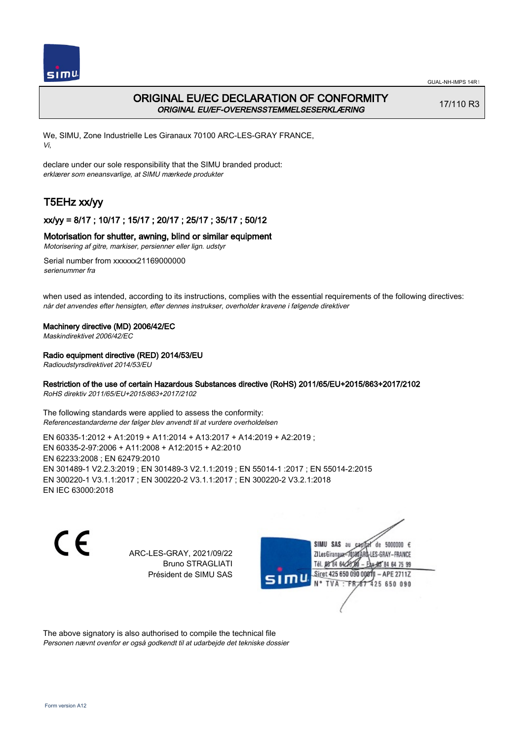# ORIGINAL EU/EC DECLARATION OF CONFORMITY

***ORIGINAL EU/EF-OVERENSSTEMMELSESERKLÆRING***

17/110 R3

We, SIMU, Zone Industrielle Les Giranaux 70100 ARC-LES-GRAY FRANCE,
*Vi,*

declare under our sole responsibility that the SIMU branded product:
*erklærer som eneansvarlige, at SIMU mærkede produkter*

## T5EHz xx/yy

### xx/yy = 8/17 ; 10/17 ; 15/17 ; 20/17 ; 25/17 ; 35/17 ; 50/12

### Motorisation for shutter, awning, blind or similar equipment

*Motorisering af gitre, markiser, persienner eller lign. udstyr*

Serial number from xxxxxx21169000000
*serienummer fra*

when used as intended, according to its instructions, complies with the essential requirements of the following directives:
*når det anvendes efter hensigten, efter dennes instrukser, overholder kravene i følgende direktiver*

**Machinery directive (MD) 2006/42/EC**
*Maskindirektivet 2006/42/EC*

**Radio equipment directive (RED) 2014/53/EU**
*Radioudstyrsdirektivet 2014/53/EU*

**Restriction of the use of certain Hazardous Substances directive (RoHS) 2011/65/EU+2015/863+2017/2102**
*RoHS direktiv 2011/65/EU+2015/863+2017/2102*

The following standards were applied to assess the conformity:
*Referencestandarderne der følger blev anvendt til at vurdere overholdelsen*

EN 60335-1:2012 + A1:2019 + A11:2014 + A13:2017 + A14:2019 + A2:2019 ;
EN 60335-2-97:2006 + A11:2008 + A12:2015 + A2:2010
EN 62233:2008 ; EN 62479:2010
EN 301489-1 V2.2.3:2019 ; EN 301489-3 V2.1.1:2019 ; EN 55014-1 :2017 ; EN 55014-2:2015
EN 300220-1 V3.1.1:2017 ; EN 300220-2 V3.1.1:2017 ; EN 300220-2 V3.2.1:2018
EN IEC 63000:2018

CE

ARC-LES-GRAY, 2021/09/22
Bruno STRAGLIATI
Président de SIMU SAS

SIMU SAS au capital de 5000000 €
ZI Les Giranaux 70100 ARC-LES-GRAY-FRANCE
Tél. 03 84 64 75 00 – Fax 03 84 64 75 99
Siret 425 650 090 00011 – APE 2711Z
N° TVA : FR 67 425 650 090

The above signatory is also authorised to compile the technical file
*Personen nævnt ovenfor er også godkendt til at udarbejde det tekniske dossier*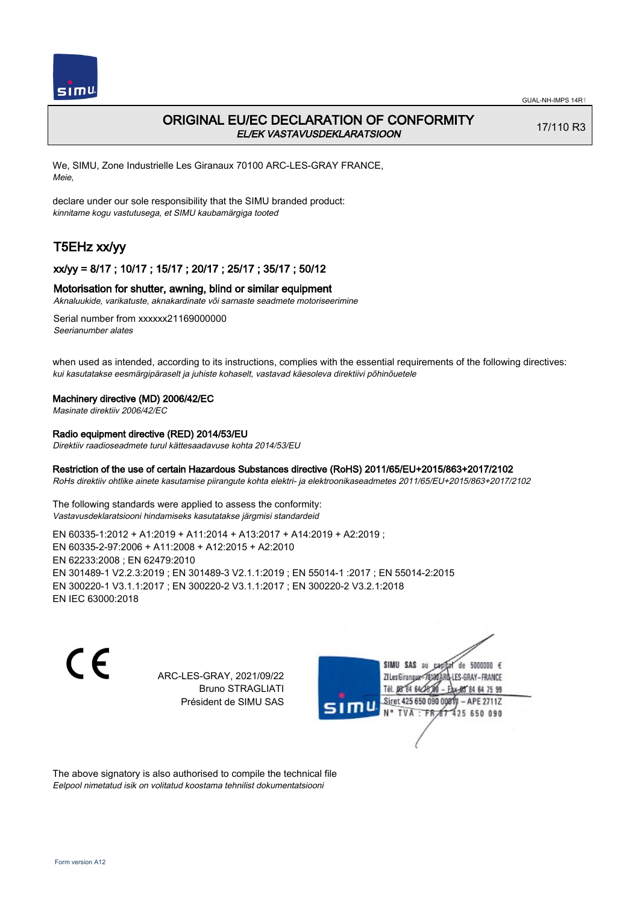# ORIGINAL EU/EC DECLARATION OF CONFORMITY

*EL/EK VASTAVUSDEKLARATSIOON*

17/110 R3

We, SIMU, Zone Industrielle Les Giranaux 70100 ARC-LES-GRAY FRANCE,
*Meie,*

declare under our sole responsibility that the SIMU branded product:
*kinnitame kogu vastutusega, et SIMU kaubamärgiga tooted*

## T5EHz xx/yy

### xx/yy = 8/17 ; 10/17 ; 15/17 ; 20/17 ; 25/17 ; 35/17 ; 50/12

**Motorisation for shutter, awning, blind or similar equipment**
*Aknaluukide, varikatuste, aknakardinate või sarnaste seadmete motoriseerimine*

Serial number from xxxxxx21169000000
*Seerianumber alates*

when used as intended, according to its instructions, complies with the essential requirements of the following directives:
*kui kasutatakse eesmärgipäraselt ja juhiste kohaselt, vastavad käesoleva direktiivi põhinõuetele*

**Machinery directive (MD) 2006/42/EC**
*Masinate direktiiv 2006/42/EC*

**Radio equipment directive (RED) 2014/53/EU**
*Direktiiv raadioseadmete turul kättesaadavuse kohta 2014/53/EU*

**Restriction of the use of certain Hazardous Substances directive (RoHS) 2011/65/EU+2015/863+2017/2102**
*RoHs direktiiv ohtlike ainete kasutamise piirangute kohta elektri- ja elektroonikaseadmetes 2011/65/EU+2015/863+2017/2102*

The following standards were applied to assess the conformity:
*Vastavusdeklaratsiooni hindamiseks kasutatakse järgmisi standardeid*

EN 60335-1:2012 + A1:2019 + A11:2014 + A13:2017 + A14:2019 + A2:2019 ;
EN 60335-2-97:2006 + A11:2008 + A12:2015 + A2:2010
EN 62233:2008 ; EN 62479:2010
EN 301489-1 V2.2.3:2019 ; EN 301489-3 V2.1.1:2019 ; EN 55014-1 :2017 ; EN 55014-2:2015
EN 300220-1 V3.1.1:2017 ; EN 300220-2 V3.1.1:2017 ; EN 300220-2 V3.2.1:2018
EN IEC 63000:2018

ARC-LES-GRAY, 2021/09/22
Bruno STRAGLIATI
Président de SIMU SAS

SIMU SAS au capital de 5000000 €
ZI Les Giranaux 70100 ARC-LES-GRAY-FRANCE
Tél. 03 84 64 75 00 – Fax 03 84 64 75 99
Siret 425 650 090 00011 – APE 2711Z
N° TVA : FR 67 425 650 090

The above signatory is also authorised to compile the technical file
*Eelpool nimetatud isik on volitatud koostama tehnilist dokumentatsiooni*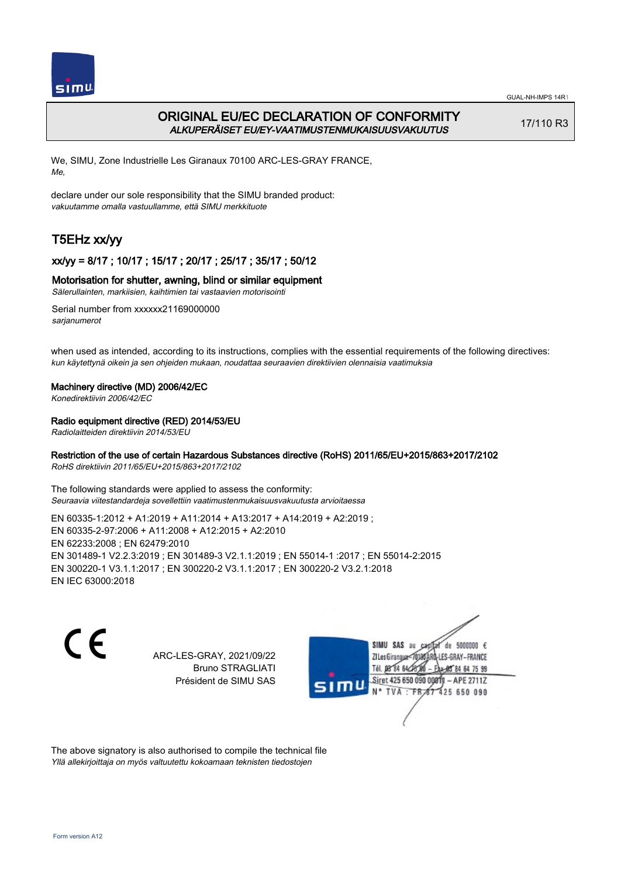# ORIGINAL EU/EC DECLARATION OF CONFORMITY

*ALKUPERÄISET EU/EY-VAATIMUSTENMUKAISUUSVAKUUTUS*

17/110 R3

We, SIMU, Zone Industrielle Les Giranaux 70100 ARC-LES-GRAY FRANCE,
*Me,*

declare under our sole responsibility that the SIMU branded product:
*vakuutamme omalla vastuullamme, että SIMU merkkituote*

## T5EHz xx/yy

### xx/yy = 8/17 ; 10/17 ; 15/17 ; 20/17 ; 25/17 ; 35/17 ; 50/12

### Motorisation for shutter, awning, blind or similar equipment

*Sälerullainten, markiisien, kaihtimien tai vastaavien motorisointi*

Serial number from xxxxxx21169000000
*sarjanumerot*

when used as intended, according to its instructions, complies with the essential requirements of the following directives:
*kun käytettynä oikein ja sen ohjeiden mukaan, noudattaa seuraavien direktiivien olennaisia vaatimuksia*

**Machinery directive (MD) 2006/42/EC**
*Konedirektiivin 2006/42/EC*

**Radio equipment directive (RED) 2014/53/EU**
*Radiolaitteiden direktiivin 2014/53/EU*

**Restriction of the use of certain Hazardous Substances directive (RoHS) 2011/65/EU+2015/863+2017/2102**
*RoHS direktiivin 2011/65/EU+2015/863+2017/2102*

The following standards were applied to assess the conformity:
*Seuraavia viitestandardeja sovellettiin vaatimustenmukaisuusvakuutusta arvioitaessa*

EN 60335-1:2012 + A1:2019 + A11:2014 + A13:2017 + A14:2019 + A2:2019 ;
EN 60335-2-97:2006 + A11:2008 + A12:2015 + A2:2010
EN 62233:2008 ; EN 62479:2010
EN 301489-1 V2.2.3:2019 ; EN 301489-3 V2.1.1:2019 ; EN 55014-1 :2017 ; EN 55014-2:2015
EN 300220-1 V3.1.1:2017 ; EN 300220-2 V3.1.1:2017 ; EN 300220-2 V3.2.1:2018
EN IEC 63000:2018

CE

ARC-LES-GRAY, 2021/09/22
Bruno STRAGLIATI
Président de SIMU SAS

SIMU SAS au capital de 5000000 €
ZI Les Giranaux 70100 ARC-LES-GRAY-FRANCE
Tél. 03 84 64 75 00 – Fax 03 84 64 75 99
Siret 425 650 090 00011 – APE 2711Z
N° TVA : FR 67 425 650 090

The above signatory is also authorised to compile the technical file
*Yllä allekirjoittaja on myös valtuutettu kokoamaan teknisten tiedostojen*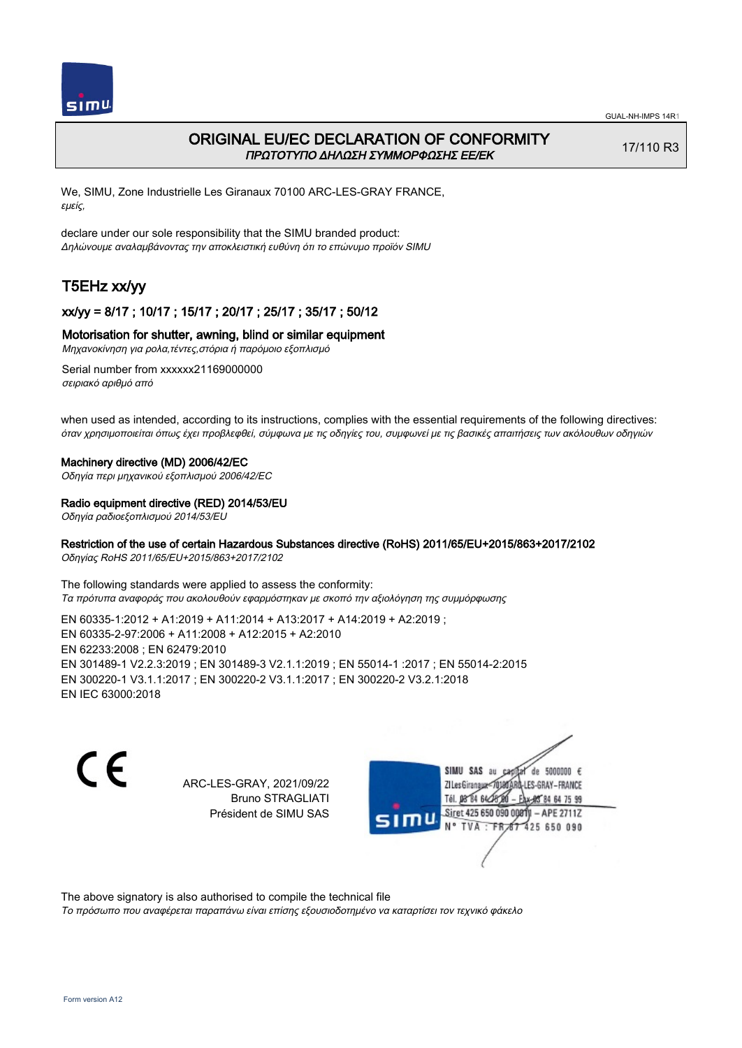# ORIGINAL EU/EC DECLARATION OF CONFORMITY
*ΠΡΩΤΟΤΥΠΟ ΔΗΛΩΣΗ ΣΥΜΜΟΡΦΩΣΗΣ ΕΕ/ΕΚ*

17/110 R3

We, SIMU, Zone Industrielle Les Giranaux 70100 ARC-LES-GRAY FRANCE,
*εμείς,*

declare under our sole responsibility that the SIMU branded product:
*Δηλώνουμε αναλαμβάνοντας την αποκλειστική ευθύνη ότι το επώνυμο προϊόν SIMU*

## T5EHz xx/yy

### xx/yy = 8/17 ; 10/17 ; 15/17 ; 20/17 ; 25/17 ; 35/17 ; 50/12

**Motorisation for shutter, awning, blind or similar equipment**
*Μηχανοκίνηση για ρολα,τέντες,στόρια ή παρόμοιο εξοπλισμό*

Serial number from xxxxxx21169000000
*σειριακό αριθμό από*

when used as intended, according to its instructions, complies with the essential requirements of the following directives:
*όταν χρησιμοποιείται όπως έχει προβλεφθεί, σύμφωνα με τις οδηγίες του, συμφωνεί με τις βασικές απαιτήσεις των ακόλουθων οδηγιών*

**Machinery directive (MD) 2006/42/EC**
*Οδηγία περι μηχανικού εξοπλισμού 2006/42/EC*

**Radio equipment directive (RED) 2014/53/EU**
*Οδηγία ραδιοεξοπλισμού 2014/53/EU*

**Restriction of the use of certain Hazardous Substances directive (RoHS) 2011/65/EU+2015/863+2017/2102**
*Οδηγίας RoHS 2011/65/EU+2015/863+2017/2102*

The following standards were applied to assess the conformity:
*Τα πρότυπα αναφοράς που ακολουθούν εφαρμόστηκαν με σκοπό την αξιολόγηση της συμμόρφωσης*

EN 60335-1:2012 + A1:2019 + A11:2014 + A13:2017 + A14:2019 + A2:2019 ;
EN 60335-2-97:2006 + A11:2008 + A12:2015 + A2:2010
EN 62233:2008 ; EN 62479:2010
EN 301489-1 V2.2.3:2019 ; EN 301489-3 V2.1.1:2019 ; EN 55014-1 :2017 ; EN 55014-2:2015
EN 300220-1 V3.1.1:2017 ; EN 300220-2 V3.1.1:2017 ; EN 300220-2 V3.2.1:2018
EN IEC 63000:2018

CE

ARC-LES-GRAY, 2021/09/22
Bruno STRAGLIATI
Président de SIMU SAS

SIMU SAS au capital de 5000000 €
ZI Les Giranaux 70100 ARC-LES-GRAY-FRANCE
Tél. 03 84 64 28 00 – Fax 03 84 64 75 99
Siret 425 650 090 00011 – APE 2711Z
N° TVA : FR 87 425 650 090

The above signatory is also authorised to compile the technical file
*Το πρόσωπο που αναφέρεται παραπάνω είναι επίσης εξουσιοδοτημένο να καταρτίσει τον τεχνικό φάκελο*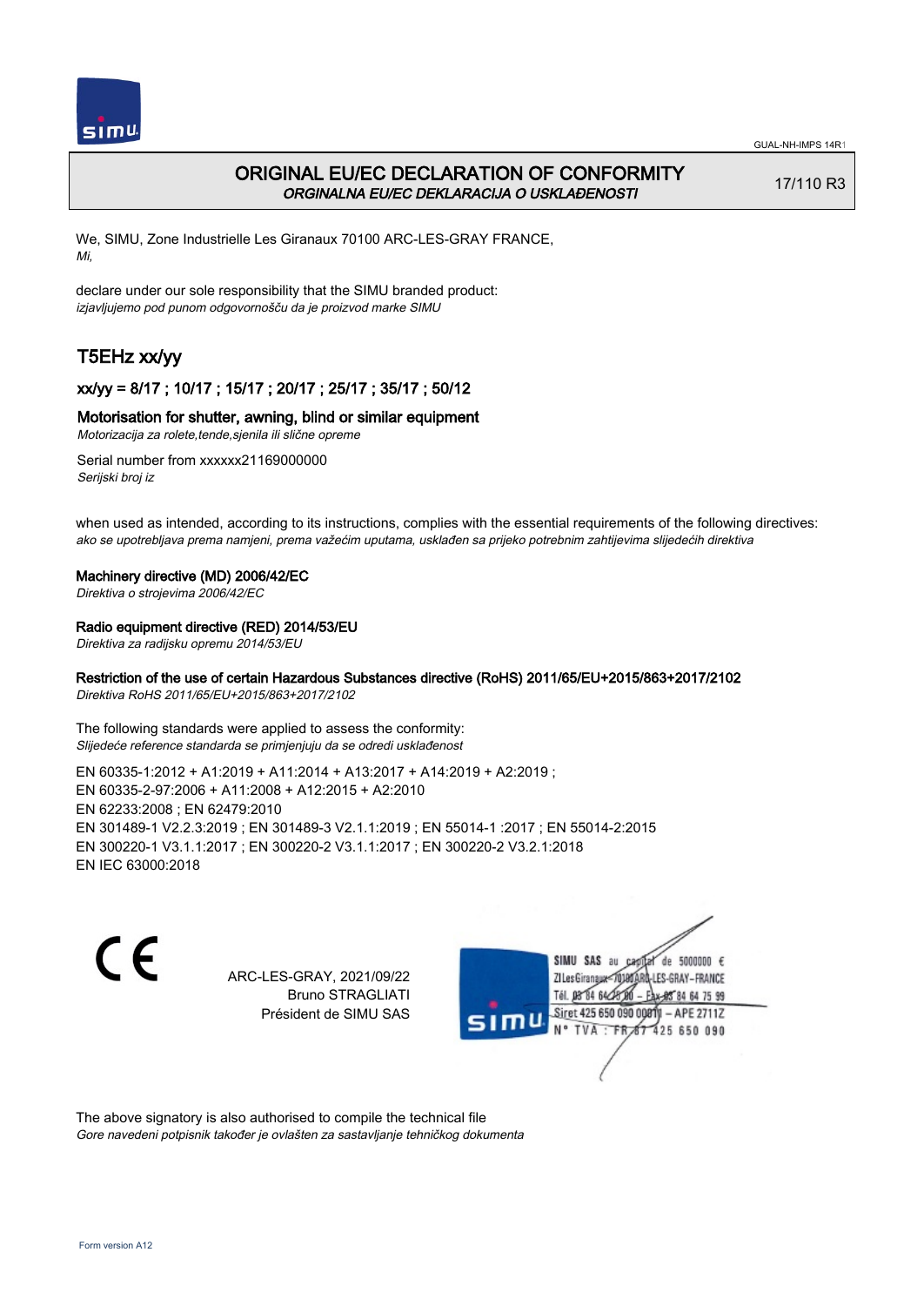# ORIGINAL EU/EC DECLARATION OF CONFORMITY

*ORGINALNA EU/EC DEKLARACIJA O USKLAĐENOSTI*

17/110 R3

We, SIMU, Zone Industrielle Les Giranaux 70100 ARC-LES-GRAY FRANCE,
*Mi,*

declare under our sole responsibility that the SIMU branded product:
*izjavljujemo pod punom odgovornošču da je proizvod marke SIMU*

## T5EHz xx/yy

### xx/yy = 8/17 ; 10/17 ; 15/17 ; 20/17 ; 25/17 ; 35/17 ; 50/12

### Motorisation for shutter, awning, blind or similar equipment

*Motorizacija za rolete,tende,sjenila ili slične opreme*

Serial number from xxxxxx21169000000
*Serijski broj iz*

when used as intended, according to its instructions, complies with the essential requirements of the following directives:
*ako se upotrebljava prema namjeni, prema važećim uputama, usklađen sa prijeko potrebnim zahtijevima slijedećih direktiva*

**Machinery directive (MD) 2006/42/EC**
*Direktiva o strojevima 2006/42/EC*

**Radio equipment directive (RED) 2014/53/EU**
*Direktiva za radijsku opremu 2014/53/EU*

**Restriction of the use of certain Hazardous Substances directive (RoHS) 2011/65/EU+2015/863+2017/2102**
*Direktiva RoHS 2011/65/EU+2015/863+2017/2102*

The following standards were applied to assess the conformity:
*Slijedeće reference standarda se primjenjuju da se odredi usklađenost*

EN 60335-1:2012 + A1:2019 + A11:2014 + A13:2017 + A14:2019 + A2:2019 ;
EN 60335-2-97:2006 + A11:2008 + A12:2015 + A2:2010
EN 62233:2008 ; EN 62479:2010
EN 301489-1 V2.2.3:2019 ; EN 301489-3 V2.1.1:2019 ; EN 55014-1 :2017 ; EN 55014-2:2015
EN 300220-1 V3.1.1:2017 ; EN 300220-2 V3.1.1:2017 ; EN 300220-2 V3.2.1:2018
EN IEC 63000:2018

CE

ARC-LES-GRAY, 2021/09/22
Bruno STRAGLIATI
Président de SIMU SAS

SIMU SAS au capital de 5000000 €
ZI Les Giranaux 70100 ARC-LES-GRAY-FRANCE
Tél. 03 84 64 75 00 – Fax 03 84 64 75 99
Siret 425 650 090 00011 – APE 2711Z
N° TVA : FR 67 425 650 090

The above signatory is also authorised to compile the technical file
*Gore navedeni potpisnik također je ovlašten za sastavljanje tehničkog dokumenta*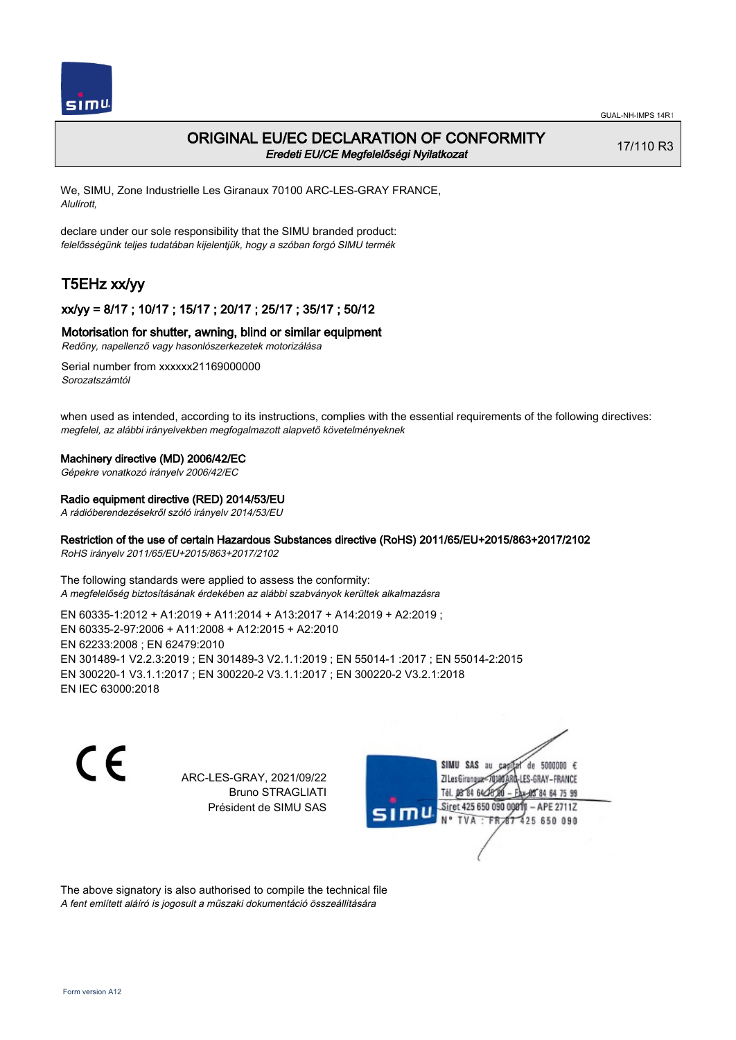GUAL-NH-IMPS 14R1

# ORIGINAL EU/EC DECLARATION OF CONFORMITY
*Eredeti EU/CE Megfelelőségi Nyilatkozat*

17/110 R3

We, SIMU, Zone Industrielle Les Giranaux 70100 ARC-LES-GRAY FRANCE,
*Alulírott,*

declare under our sole responsibility that the SIMU branded product:
*felelősségünk teljes tudatában kijelentjük, hogy a szóban forgó SIMU termék*

## T5EHz xx/yy

### xx/yy = 8/17 ; 10/17 ; 15/17 ; 20/17 ; 25/17 ; 35/17 ; 50/12

### Motorisation for shutter, awning, blind or similar equipment
*Redőny, napellenző vagy hasonlószerkezetek motorizálása*

Serial number from xxxxxx21169000000
*Sorozatszámtól*

when used as intended, according to its instructions, complies with the essential requirements of the following directives:
*megfelel, az alábbi irányelvekben megfogalmazott alapvető követelményeknek*

**Machinery directive (MD) 2006/42/EC**
*Gépekre vonatkozó irányelv 2006/42/EC*

**Radio equipment directive (RED) 2014/53/EU**
*A rádióberendezésekről szóló irányelv 2014/53/EU*

**Restriction of the use of certain Hazardous Substances directive (RoHS) 2011/65/EU+2015/863+2017/2102**
*RoHS irányelv 2011/65/EU+2015/863+2017/2102*

The following standards were applied to assess the conformity:
*A megfelelőség biztosításának érdekében az alábbi szabványok kerültek alkalmazásra*

EN 60335-1:2012 + A1:2019 + A11:2014 + A13:2017 + A14:2019 + A2:2019 ;
EN 60335-2-97:2006 + A11:2008 + A12:2015 + A2:2010
EN 62233:2008 ; EN 62479:2010
EN 301489-1 V2.2.3:2019 ; EN 301489-3 V2.1.1:2019 ; EN 55014-1 :2017 ; EN 55014-2:2015
EN 300220-1 V3.1.1:2017 ; EN 300220-2 V3.1.1:2017 ; EN 300220-2 V3.2.1:2018
EN IEC 63000:2018

CE

ARC-LES-GRAY, 2021/09/22
Bruno STRAGLIATI
Président de SIMU SAS

SIMU SAS au capital de 5000000 €
ZI Les Giranaux 70100 ARC-LES-GRAY-FRANCE
Tél. 03 84 64 75 00 – Fax 03 84 64 75 99
Siret 425 650 090 00011 – APE 2711Z
N° TVA : FR 67 425 650 090

The above signatory is also authorised to compile the technical file
*A fent említett aláíró is jogosult a műszaki dokumentáció összeállítására*

Form version A12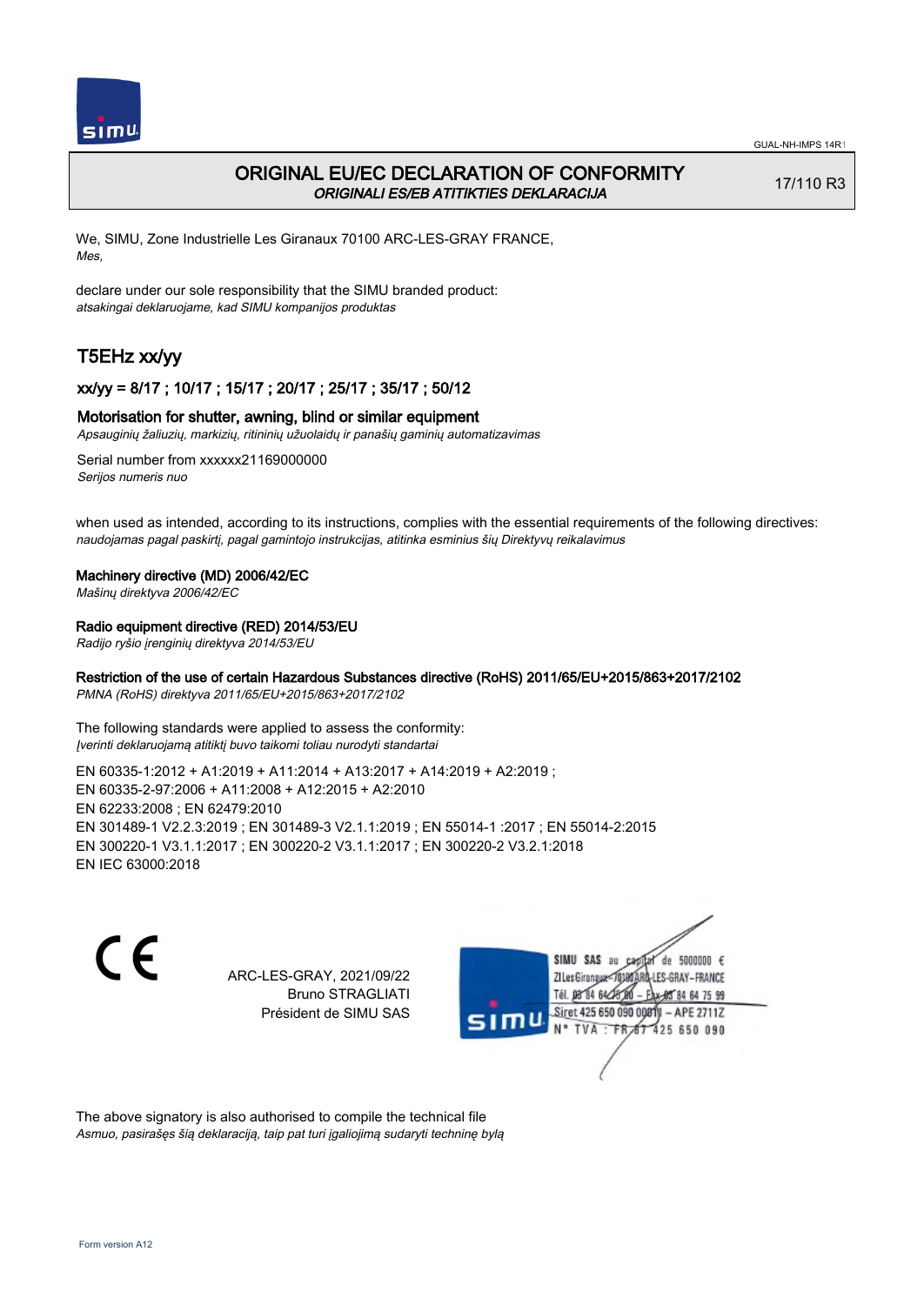# ORIGINAL EU/EC DECLARATION OF CONFORMITY

*ORIGINALI ES/EB ATITIKTIES DEKLARACIJA*

17/110 R3

We, SIMU, Zone Industrielle Les Giranaux 70100 ARC-LES-GRAY FRANCE,
*Mes,*

declare under our sole responsibility that the SIMU branded product:
*atsakingai deklaruojame, kad SIMU kompanijos produktas*

## T5EHz xx/yy

### xx/yy = 8/17 ; 10/17 ; 15/17 ; 20/17 ; 25/17 ; 35/17 ; 50/12

**Motorisation for shutter, awning, blind or similar equipment**
*Apsauginių žaliuzių, markizių, ritininių užuolaidų ir panašių gaminių automatizavimas*

Serial number from xxxxxx21169000000
*Serijos numeris nuo*

when used as intended, according to its instructions, complies with the essential requirements of the following directives:
*naudojamas pagal paskirtį, pagal gamintojo instrukcijas, atitinka esminius šių Direktyvų reikalavimus*

**Machinery directive (MD) 2006/42/EC**
*Mašinų direktyva 2006/42/EC*

**Radio equipment directive (RED) 2014/53/EU**
*Radijo ryšio įrenginių direktyva 2014/53/EU*

**Restriction of the use of certain Hazardous Substances directive (RoHS) 2011/65/EU+2015/863+2017/2102**
*PMNA (RoHS) direktyva 2011/65/EU+2015/863+2017/2102*

The following standards were applied to assess the conformity:
*Įverinti deklaruojamą atitiktį buvo taikomi toliau nurodyti standartai*

EN 60335-1:2012 + A1:2019 + A11:2014 + A13:2017 + A14:2019 + A2:2019 ;
EN 60335-2-97:2006 + A11:2008 + A12:2015 + A2:2010
EN 62233:2008 ; EN 62479:2010
EN 301489-1 V2.2.3:2019 ; EN 301489-3 V2.1.1:2019 ; EN 55014-1 :2017 ; EN 55014-2:2015
EN 300220-1 V3.1.1:2017 ; EN 300220-2 V3.1.1:2017 ; EN 300220-2 V3.2.1:2018
EN IEC 63000:2018

CE

ARC-LES-GRAY, 2021/09/22
Bruno STRAGLIATI
Président de SIMU SAS

SIMU SAS au capital de 5000000 €
ZI Les Giranaux 70100 ARC-LES-GRAY-FRANCE
Tél. 03 84 64 75 00 – Fax 03 84 64 75 99
Siret 425 650 090 00011 – APE 2711Z
N° TVA : FR 67 425 650 090

The above signatory is also authorised to compile the technical file
*Asmuo, pasirašęs šią deklaraciją, taip pat turi įgaliojimą sudaryti techninę bylą*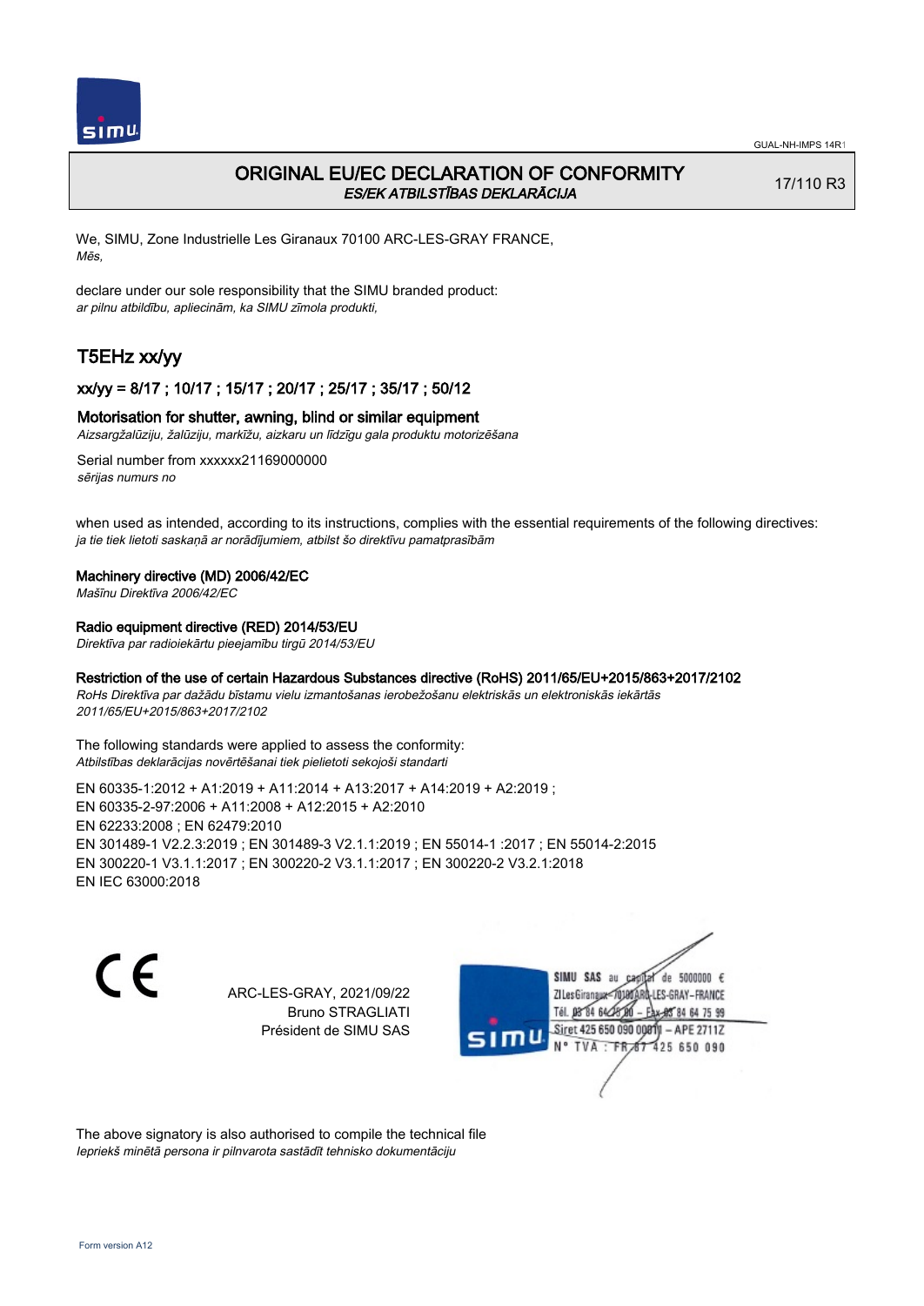# ORIGINAL EU/EC DECLARATION OF CONFORMITY
*ES/EK ATBILSTĪBAS DEKLARĀCIJA*

17/110 R3

We, SIMU, Zone Industrielle Les Giranaux 70100 ARC-LES-GRAY FRANCE,
*Mēs,*

declare under our sole responsibility that the SIMU branded product:
*ar pilnu atbildību, apliecinām, ka SIMU zīmola produkti,*

## T5EHz xx/yy

### xx/yy = 8/17 ; 10/17 ; 15/17 ; 20/17 ; 25/17 ; 35/17 ; 50/12

### Motorisation for shutter, awning, blind or similar equipment
*Aizsargžalūziju, žalūziju, markīžu, aizkaru un līdzīgu gala produktu motorizēšana*

Serial number from xxxxxx21169000000
*sērijas numurs no*

when used as intended, according to its instructions, complies with the essential requirements of the following directives:
*ja tie tiek lietoti saskaņā ar norādījumiem, atbilst šo direktīvu pamatprasībām*

**Machinery directive (MD) 2006/42/EC**
*Mašīnu Direktīva 2006/42/EC*

**Radio equipment directive (RED) 2014/53/EU**
*Direktīva par radioiekārtu pieejamību tirgū 2014/53/EU*

**Restriction of the use of certain Hazardous Substances directive (RoHS) 2011/65/EU+2015/863+2017/2102**
*RoHs Direktīva par dažādu bīstamu vielu izmantošanas ierobežošanu elektriskās un elektroniskās iekārtās 2011/65/EU+2015/863+2017/2102*

The following standards were applied to assess the conformity:
*Atbilstības deklarācijas novērtēšanai tiek pielietoti sekojoši standarti*

EN 60335-1:2012 + A1:2019 + A11:2014 + A13:2017 + A14:2019 + A2:2019 ;
EN 60335-2-97:2006 + A11:2008 + A12:2015 + A2:2010
EN 62233:2008 ; EN 62479:2010
EN 301489-1 V2.2.3:2019 ; EN 301489-3 V2.1.1:2019 ; EN 55014-1 :2017 ; EN 55014-2:2015
EN 300220-1 V3.1.1:2017 ; EN 300220-2 V3.1.1:2017 ; EN 300220-2 V3.2.1:2018
EN IEC 63000:2018

ARC-LES-GRAY, 2021/09/22
Bruno STRAGLIATI
Président de SIMU SAS

SIMU SAS au capital de 5000000 €
ZI Les Giranaux 70100 ARC-LES-GRAY-FRANCE
Tél. 03 84 64 75 00 – Fax 03 84 64 75 99
Siret 425 650 090 00011 – APE 2711Z
N° TVA : FR 87 425 650 090

The above signatory is also authorised to compile the technical file
*Iepriekš minētā persona ir pilnvarota sastādīt tehnisko dokumentāciju*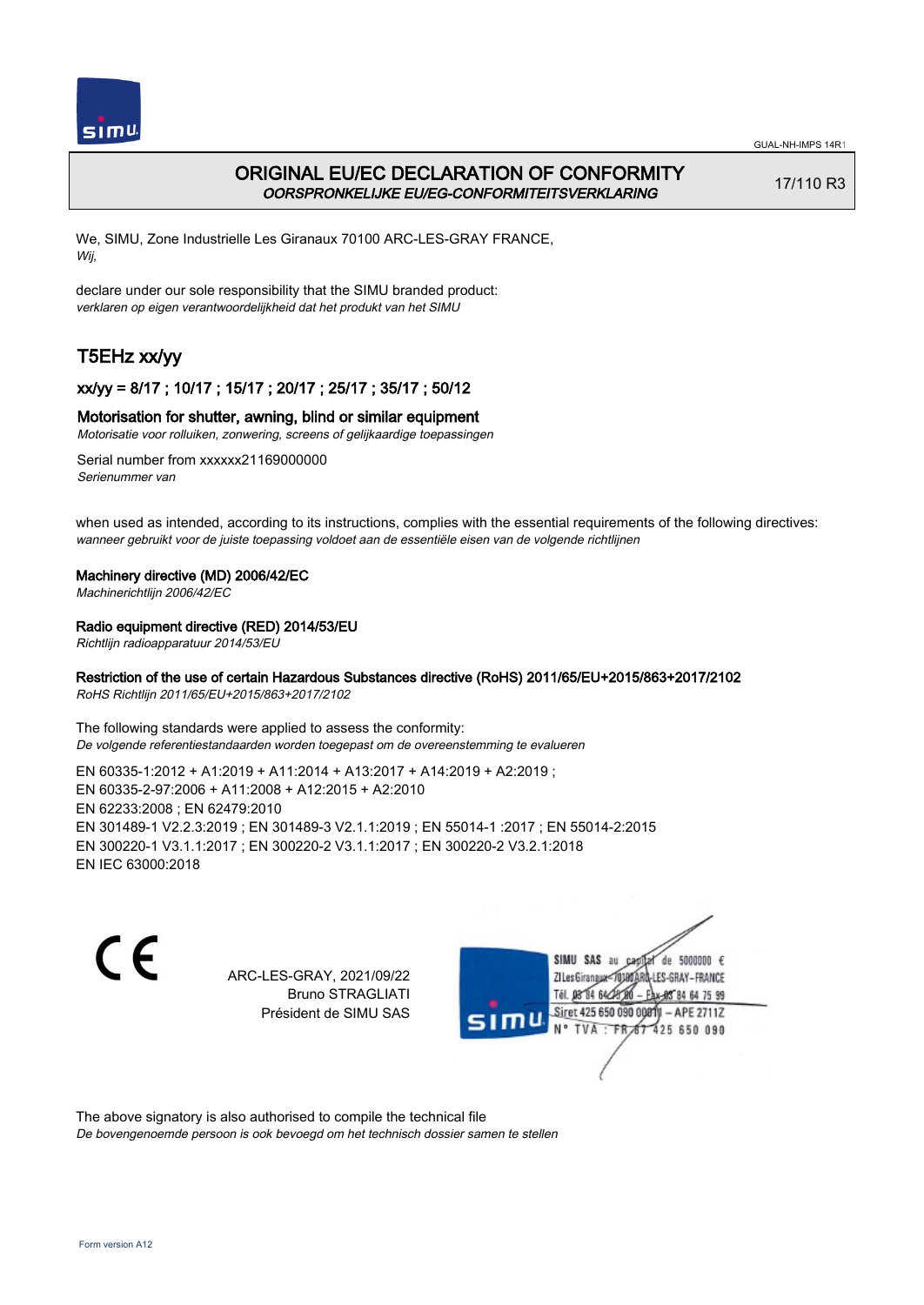# ORIGINAL EU/EC DECLARATION OF CONFORMITY
*OORSPRONKELIJKE EU/EG-CONFORMITEITSVERKLARING*

17/110 R3

We, SIMU, Zone Industrielle Les Giranaux 70100 ARC-LES-GRAY FRANCE,
*Wij,*

declare under our sole responsibility that the SIMU branded product:
*verklaren op eigen verantwoordelijkheid dat het produkt van het SIMU*

## T5EHz xx/yy

### xx/yy = 8/17 ; 10/17 ; 15/17 ; 20/17 ; 25/17 ; 35/17 ; 50/12

**Motorisation for shutter, awning, blind or similar equipment**
*Motorisatie voor rolluiken, zonwering, screens of gelijkaardige toepassingen*

Serial number from xxxxxx21169000000
*Serienummer van*

when used as intended, according to its instructions, complies with the essential requirements of the following directives:
*wanneer gebruikt voor de juiste toepassing voldoet aan de essentiële eisen van de volgende richtlijnen*

**Machinery directive (MD) 2006/42/EC**
*Machinerichtlijn 2006/42/EC*

**Radio equipment directive (RED) 2014/53/EU**
*Richtlijn radioapparatuur 2014/53/EU*

**Restriction of the use of certain Hazardous Substances directive (RoHS) 2011/65/EU+2015/863+2017/2102**
*RoHS Richtlijn 2011/65/EU+2015/863+2017/2102*

The following standards were applied to assess the conformity:
*De volgende referentiestandaarden worden toegepast om de overeenstemming te evalueren*

EN 60335-1:2012 + A1:2019 + A11:2014 + A13:2017 + A14:2019 + A2:2019 ;
EN 60335-2-97:2006 + A11:2008 + A12:2015 + A2:2010
EN 62233:2008 ; EN 62479:2010
EN 301489-1 V2.2.3:2019 ; EN 301489-3 V2.1.1:2019 ; EN 55014-1 :2017 ; EN 55014-2:2015
EN 300220-1 V3.1.1:2017 ; EN 300220-2 V3.1.1:2017 ; EN 300220-2 V3.2.1:2018
EN IEC 63000:2018

ARC-LES-GRAY, 2021/09/22
Bruno STRAGLIATI
Président de SIMU SAS

SIMU SAS au capital de 5000000 €
ZI Les Giranaux 70100 ARC-LES-GRAY-FRANCE
Tél. 03 84 64 75 00 – Fax 03 84 64 75 99
Siret 425 650 090 00011 – APE 2711Z
N° TVA : FR 67 425 650 090

The above signatory is also authorised to compile the technical file
*De bovengenoemde persoon is ook bevoegd om het technisch dossier samen te stellen*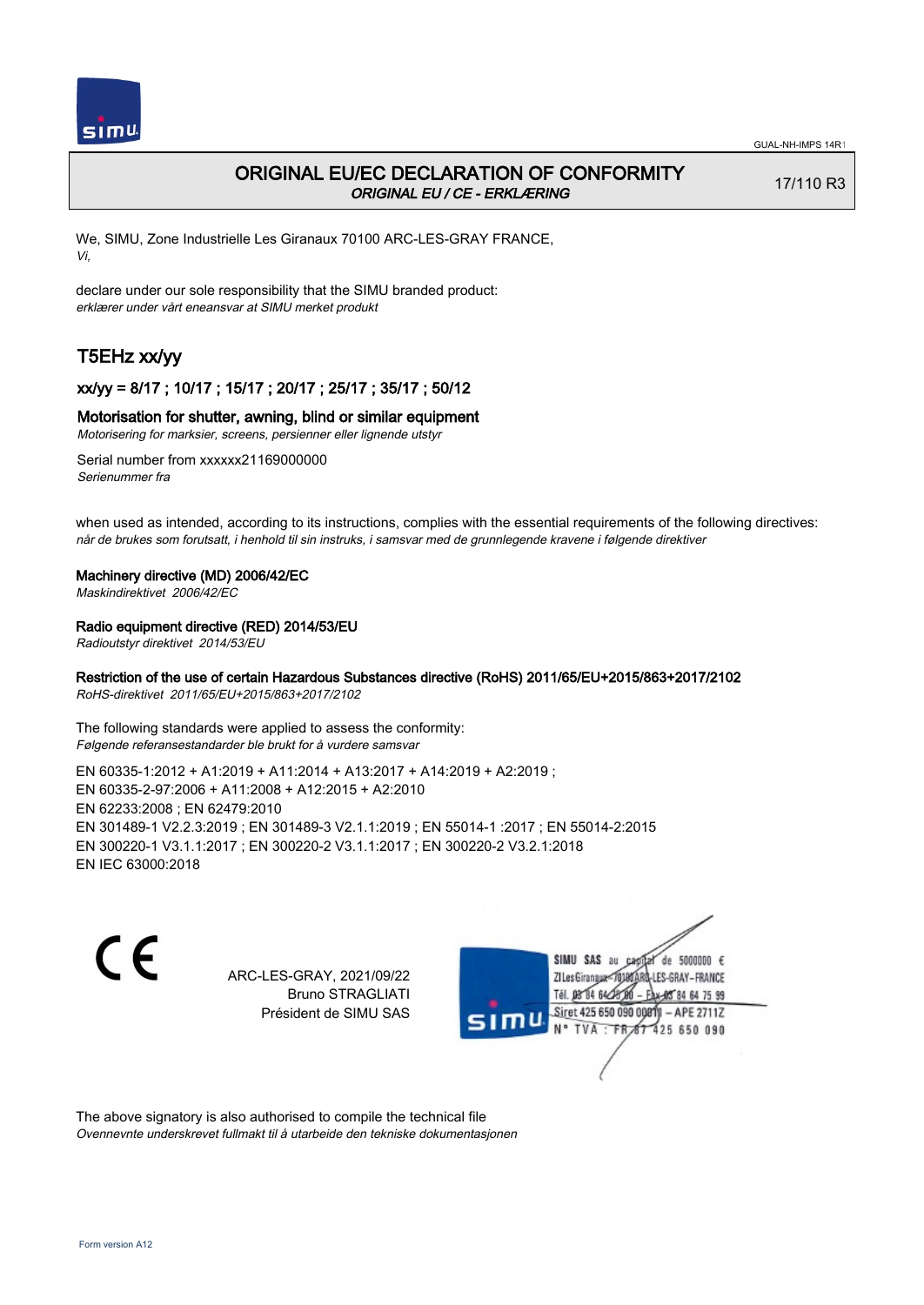GUAL-NH-IMPS 14R1

# ORIGINAL EU/EC DECLARATION OF CONFORMITY

*ORIGINAL EU / CE - ERKLÆRING*

17/110 R3

We, SIMU, Zone Industrielle Les Giranaux 70100 ARC-LES-GRAY FRANCE,
*Vi,*

declare under our sole responsibility that the SIMU branded product:
*erklærer under vårt eneansvar at SIMU merket produkt*

## T5EHz xx/yy

### xx/yy = 8/17 ; 10/17 ; 15/17 ; 20/17 ; 25/17 ; 35/17 ; 50/12

**Motorisation for shutter, awning, blind or similar equipment**
*Motorisering for marksier, screens, persienner eller lignende utstyr*

Serial number from xxxxxx21169000000
*Serienummer fra*

when used as intended, according to its instructions, complies with the essential requirements of the following directives:
*når de brukes som forutsatt, i henhold til sin instruks, i samsvar med de grunnlegende kravene i følgende direktiver*

**Machinery directive (MD) 2006/42/EC**
*Maskindirektivet 2006/42/EC*

**Radio equipment directive (RED) 2014/53/EU**
*Radioutstyr direktivet 2014/53/EU*

**Restriction of the use of certain Hazardous Substances directive (RoHS) 2011/65/EU+2015/863+2017/2102**
*RoHS-direktivet 2011/65/EU+2015/863+2017/2102*

The following standards were applied to assess the conformity:
*Følgende referansestandarder ble brukt for å vurdere samsvar*

EN 60335-1:2012 + A1:2019 + A11:2014 + A13:2017 + A14:2019 + A2:2019 ;
EN 60335-2-97:2006 + A11:2008 + A12:2015 + A2:2010
EN 62233:2008 ; EN 62479:2010
EN 301489-1 V2.2.3:2019 ; EN 301489-3 V2.1.1:2019 ; EN 55014-1 :2017 ; EN 55014-2:2015
EN 300220-1 V3.1.1:2017 ; EN 300220-2 V3.1.1:2017 ; EN 300220-2 V3.2.1:2018
EN IEC 63000:2018

CE

ARC-LES-GRAY, 2021/09/22
Bruno STRAGLIATI
Président de SIMU SAS

SIMU SAS au capital de 5000000 €
ZI Les Giranaux 70100 ARC-LES-GRAY-FRANCE
Tél. 03 84 64 75 00 – Fax 03 84 64 75 99
Siret 425 650 090 00011 – APE 2711Z
N° TVA : FR 67 425 650 090

The above signatory is also authorised to compile the technical file
*Ovennevnte underskrevet fullmakt til å utarbeide den tekniske dokumentasjonen*

Form version A12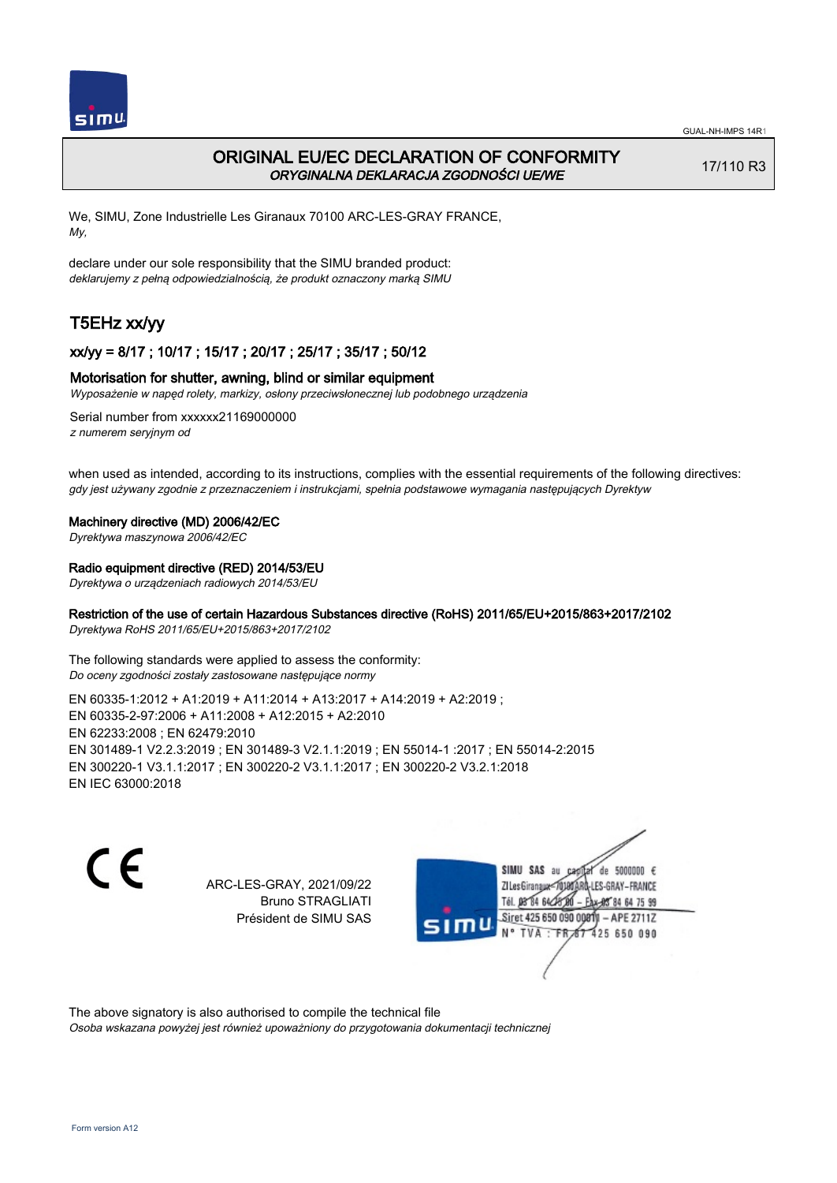# ORIGINAL EU/EC DECLARATION OF CONFORMITY

*ORYGINALNA DEKLARACJA ZGODNOŚCI UE/WE*

17/110 R3

We, SIMU, Zone Industrielle Les Giranaux 70100 ARC-LES-GRAY FRANCE,
*My,*

declare under our sole responsibility that the SIMU branded product:
*deklarujemy z pełną odpowiedzialnością, że produkt oznaczony marką SIMU*

## T5EHz xx/yy

### xx/yy = 8/17 ; 10/17 ; 15/17 ; 20/17 ; 25/17 ; 35/17 ; 50/12

### Motorisation for shutter, awning, blind or similar equipment

*Wyposażenie w napęd rolety, markizy, osłony przeciwsłonecznej lub podobnego urządzenia*

Serial number from xxxxxx21169000000
*z numerem seryjnym od*

when used as intended, according to its instructions, complies with the essential requirements of the following directives:
*gdy jest używany zgodnie z przeznaczeniem i instrukcjami, spełnia podstawowe wymagania następujących Dyrektyw*

**Machinery directive (MD) 2006/42/EC**
*Dyrektywa maszynowa 2006/42/EC*

**Radio equipment directive (RED) 2014/53/EU**
*Dyrektywa o urządzeniach radiowych 2014/53/EU*

**Restriction of the use of certain Hazardous Substances directive (RoHS) 2011/65/EU+2015/863+2017/2102**
*Dyrektywa RoHS 2011/65/EU+2015/863+2017/2102*

The following standards were applied to assess the conformity:
*Do oceny zgodności zostały zastosowane następujące normy*

EN 60335-1:2012 + A1:2019 + A11:2014 + A13:2017 + A14:2019 + A2:2019 ;
EN 60335-2-97:2006 + A11:2008 + A12:2015 + A2:2010
EN 62233:2008 ; EN 62479:2010
EN 301489-1 V2.2.3:2019 ; EN 301489-3 V2.1.1:2019 ; EN 55014-1 :2017 ; EN 55014-2:2015
EN 300220-1 V3.1.1:2017 ; EN 300220-2 V3.1.1:2017 ; EN 300220-2 V3.2.1:2018
EN IEC 63000:2018

CE

ARC-LES-GRAY, 2021/09/22
Bruno STRAGLIATI
Président de SIMU SAS

SIMU SAS au capital de 5000000 €
ZI Les Giranaux 70100 ARC-LES-GRAY-FRANCE
Tél. 03 84 64 75 00 – Fax 03 84 64 75 99
Siret 425 650 090 00011 – APE 2711Z
N° TVA : FR 67 425 650 090

The above signatory is also authorised to compile the technical file
*Osoba wskazana powyżej jest również upoważniony do przygotowania dokumentacji technicznej*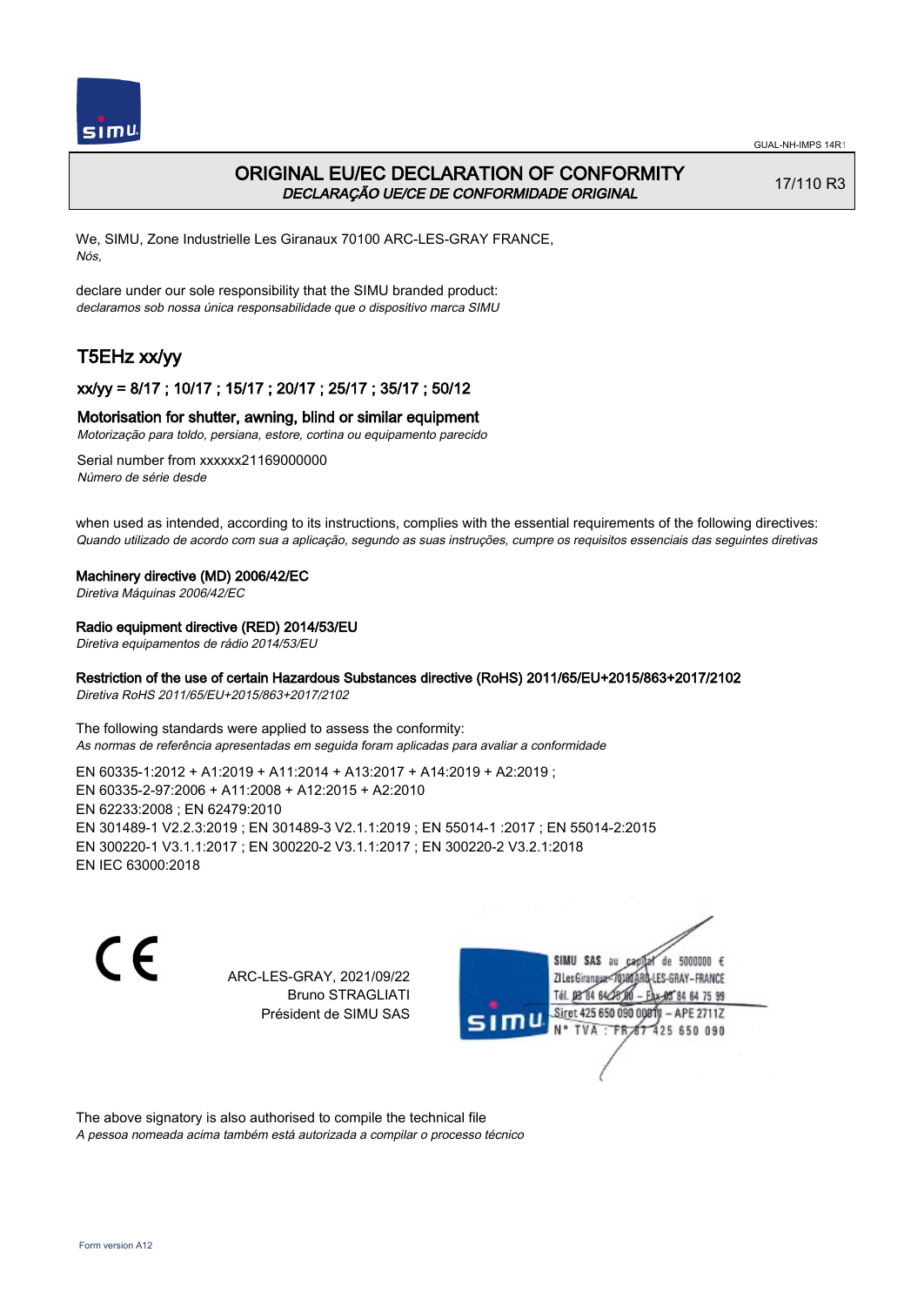# ORIGINAL EU/EC DECLARATION OF CONFORMITY
*DECLARAÇÃO UE/CE DE CONFORMIDADE ORIGINAL*

17/110 R3

We, SIMU, Zone Industrielle Les Giranaux 70100 ARC-LES-GRAY FRANCE,
*Nós,*

declare under our sole responsibility that the SIMU branded product:
*declaramos sob nossa única responsabilidade que o dispositivo marca SIMU*

## T5EHz xx/yy

### xx/yy = 8/17 ; 10/17 ; 15/17 ; 20/17 ; 25/17 ; 35/17 ; 50/12

### Motorisation for shutter, awning, blind or similar equipment
*Motorização para toldo, persiana, estore, cortina ou equipamento parecido*

Serial number from xxxxxx21169000000
*Número de série desde*

when used as intended, according to its instructions, complies with the essential requirements of the following directives:
*Quando utilizado de acordo com sua a aplicação, segundo as suas instruções, cumpre os requisitos essenciais das seguintes diretivas*

**Machinery directive (MD) 2006/42/EC**
*Diretiva Máquinas 2006/42/EC*

**Radio equipment directive (RED) 2014/53/EU**
*Diretiva equipamentos de rádio 2014/53/EU*

**Restriction of the use of certain Hazardous Substances directive (RoHS) 2011/65/EU+2015/863+2017/2102**
*Diretiva RoHS 2011/65/EU+2015/863+2017/2102*

The following standards were applied to assess the conformity:
*As normas de referência apresentadas em seguida foram aplicadas para avaliar a conformidade*

EN 60335-1:2012 + A1:2019 + A11:2014 + A13:2017 + A14:2019 + A2:2019 ;
EN 60335-2-97:2006 + A11:2008 + A12:2015 + A2:2010
EN 62233:2008 ; EN 62479:2010
EN 301489-1 V2.2.3:2019 ; EN 301489-3 V2.1.1:2019 ; EN 55014-1 :2017 ; EN 55014-2:2015
EN 300220-1 V3.1.1:2017 ; EN 300220-2 V3.1.1:2017 ; EN 300220-2 V3.2.1:2018
EN IEC 63000:2018

CE

ARC-LES-GRAY, 2021/09/22
Bruno STRAGLIATI
Président de SIMU SAS

SIMU SAS au capital de 5000000 €
ZI Les Giranaux 70100 ARC-LES-GRAY-FRANCE
Tél. 03 84 64 75 00 – Fax 03 84 64 75 99
Siret 425 650 090 00011 – APE 2711Z
N° TVA : FR 67 425 650 090

The above signatory is also authorised to compile the technical file
*A pessoa nomeada acima também está autorizada a compilar o processo técnico*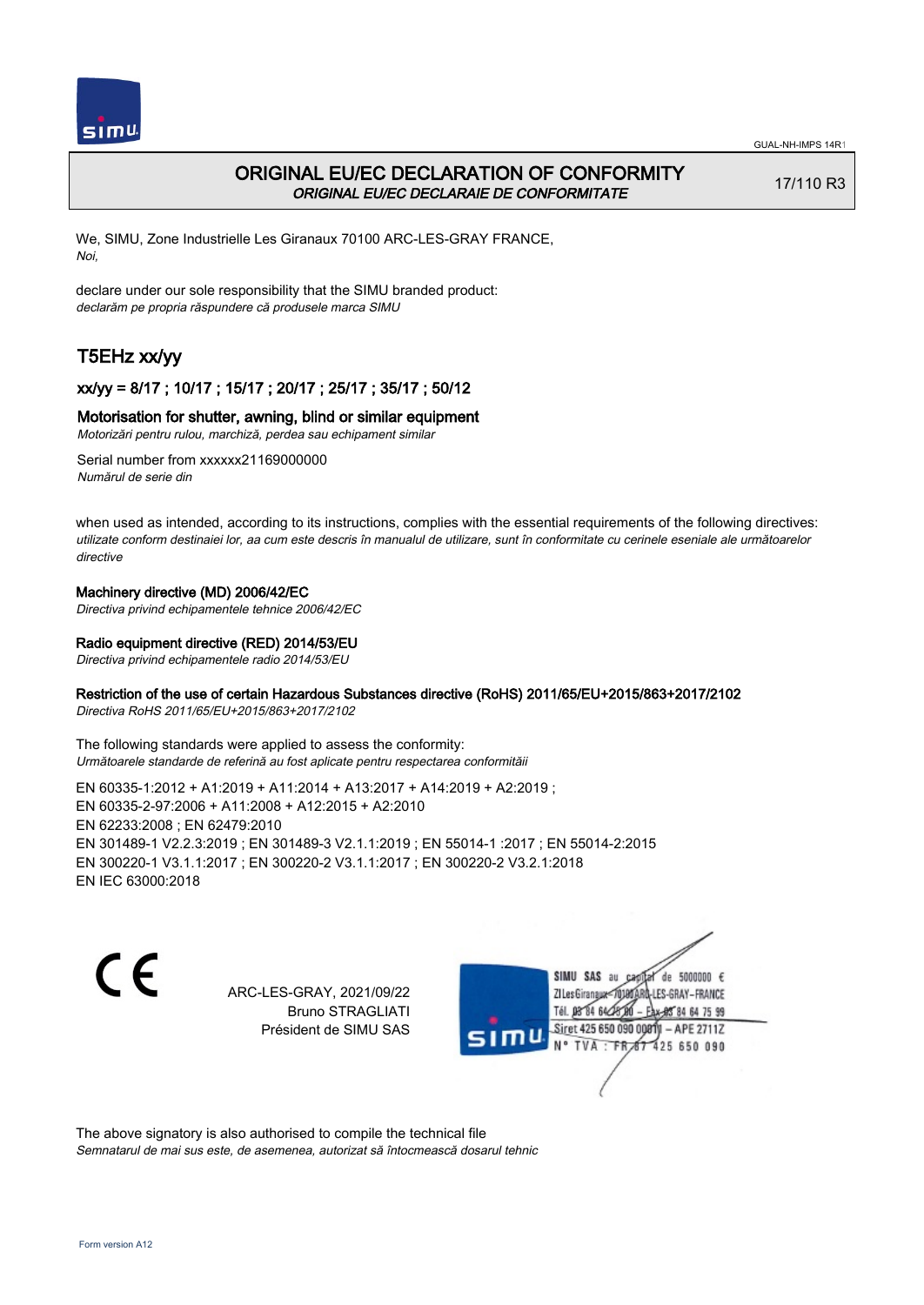GUAL-NH-IMPS 14R1

# ORIGINAL EU/EC DECLARATION OF CONFORMITY

*ORIGINAL EU/EC DECLARAIE DE CONFORMITATE*

17/110 R3

We, SIMU, Zone Industrielle Les Giranaux 70100 ARC-LES-GRAY FRANCE,
*Noi,*

declare under our sole responsibility that the SIMU branded product:
*declarăm pe propria răspundere că produsele marca SIMU*

## T5EHz xx/yy

### xx/yy = 8/17 ; 10/17 ; 15/17 ; 20/17 ; 25/17 ; 35/17 ; 50/12

### Motorisation for shutter, awning, blind or similar equipment

*Motorizări pentru rulou, marchiză, perdea sau echipament similar*

Serial number from xxxxxx21169000000
*Numărul de serie din*

when used as intended, according to its instructions, complies with the essential requirements of the following directives:
*utilizate conform destinaiei lor, aa cum este descris în manualul de utilizare, sunt în conformitate cu cerinele eseniale ale următoarelor directive*

Machinery directive (MD) 2006/42/EC
*Directiva privind echipamentele tehnice 2006/42/EC*

Radio equipment directive (RED) 2014/53/EU
*Directiva privind echipamentele radio 2014/53/EU*

Restriction of the use of certain Hazardous Substances directive (RoHS) 2011/65/EU+2015/863+2017/2102
*Directiva RoHS 2011/65/EU+2015/863+2017/2102*

The following standards were applied to assess the conformity:
*Următoarele standarde de referină au fost aplicate pentru respectarea conformităii*

EN 60335-1:2012 + A1:2019 + A11:2014 + A13:2017 + A14:2019 + A2:2019 ;
EN 60335-2-97:2006 + A11:2008 + A12:2015 + A2:2010
EN 62233:2008 ; EN 62479:2010
EN 301489-1 V2.2.3:2019 ; EN 301489-3 V2.1.1:2019 ; EN 55014-1 :2017 ; EN 55014-2:2015
EN 300220-1 V3.1.1:2017 ; EN 300220-2 V3.1.1:2017 ; EN 300220-2 V3.2.1:2018
EN IEC 63000:2018

CE

ARC-LES-GRAY, 2021/09/22
Bruno STRAGLIATI
Président de SIMU SAS

SIMU SAS au capital de 5000000 €
ZI Les Giranaux 70100 ARC-LES-GRAY-FRANCE
Tél. 03 84 64 75 00 – Fax 03 84 64 75 99
Siret 425 650 090 00011 – APE 2711Z
N° TVA : FR 87 425 650 090

The above signatory is also authorised to compile the technical file
*Semnatarul de mai sus este, de asemenea, autorizat să întocmească dosarul tehnic*

Form version A12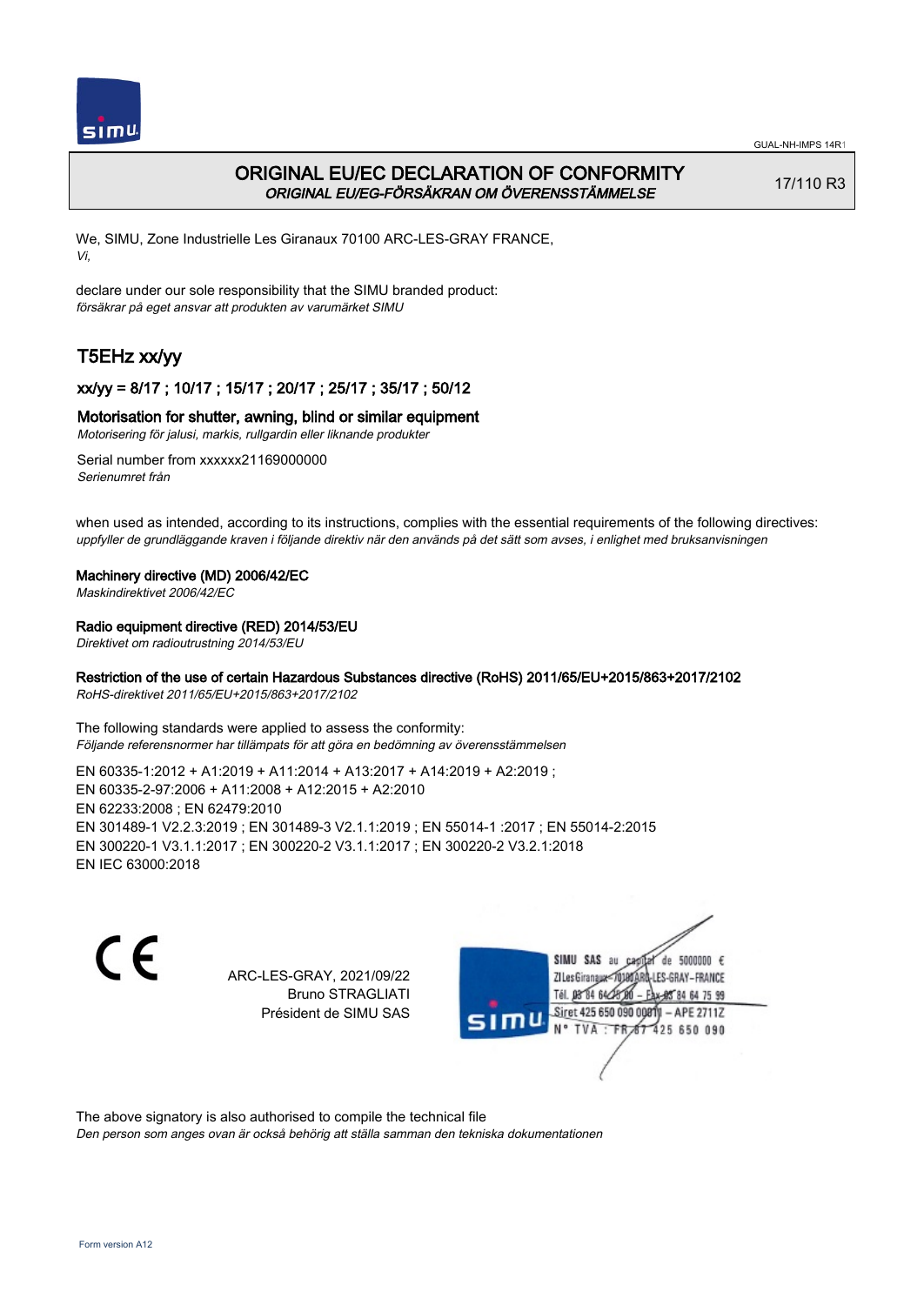GUAL-NH-IMPS 14R1

# ORIGINAL EU/EC DECLARATION OF CONFORMITY

*ORIGINAL EU/EG-FÖRSÄKRAN OM ÖVERENSSTÄMMELSE*

17/110 R3

We, SIMU, Zone Industrielle Les Giranaux 70100 ARC-LES-GRAY FRANCE,
*Vi,*

declare under our sole responsibility that the SIMU branded product:
*försäkrar på eget ansvar att produkten av varumärket SIMU*

## T5EHz xx/yy

### xx/yy = 8/17 ; 10/17 ; 15/17 ; 20/17 ; 25/17 ; 35/17 ; 50/12

### Motorisation for shutter, awning, blind or similar equipment

*Motorisering för jalusi, markis, rullgardin eller liknande produkter*

Serial number from xxxxxx21169000000
*Serienumret från*

when used as intended, according to its instructions, complies with the essential requirements of the following directives:
*uppfyller de grundläggande kraven i följande direktiv när den används på det sätt som avses, i enlighet med bruksanvisningen*

**Machinery directive (MD) 2006/42/EC**
*Maskindirektivet 2006/42/EC*

**Radio equipment directive (RED) 2014/53/EU**
*Direktivet om radioutrustning 2014/53/EU*

**Restriction of the use of certain Hazardous Substances directive (RoHS) 2011/65/EU+2015/863+2017/2102**
*RoHS-direktivet 2011/65/EU+2015/863+2017/2102*

The following standards were applied to assess the conformity:
*Följande referensnormer har tillämpats för att göra en bedömning av överensstämmelsen*

EN 60335-1:2012 + A1:2019 + A11:2014 + A13:2017 + A14:2019 + A2:2019 ;
EN 60335-2-97:2006 + A11:2008 + A12:2015 + A2:2010
EN 62233:2008 ; EN 62479:2010
EN 301489-1 V2.2.3:2019 ; EN 301489-3 V2.1.1:2019 ; EN 55014-1 :2017 ; EN 55014-2:2015
EN 300220-1 V3.1.1:2017 ; EN 300220-2 V3.1.1:2017 ; EN 300220-2 V3.2.1:2018
EN IEC 63000:2018

CE

ARC-LES-GRAY, 2021/09/22
Bruno STRAGLIATI
Président de SIMU SAS

SIMU SAS au capital de 5000000 €
ZI Les Giranaux 70100 ARC-LES-GRAY-FRANCE
Tél. 03 84 64 75 00 – Fax 03 84 64 75 99
Siret 425 650 090 00011 – APE 2711Z
N° TVA : FR 67 425 650 090

The above signatory is also authorised to compile the technical file
*Den person som anges ovan är också behörig att ställa samman den tekniska dokumentationen*

Form version A12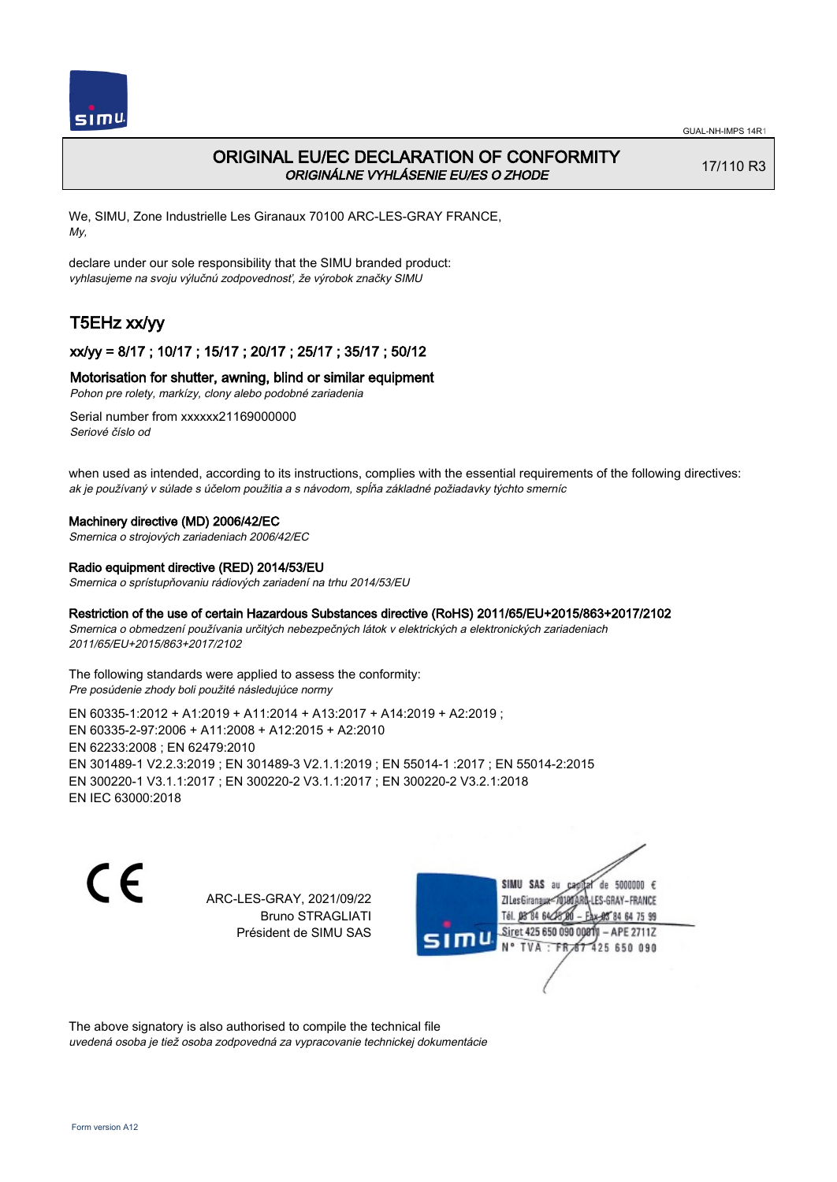# ORIGINAL EU/EC DECLARATION OF CONFORMITY

*ORIGINÁLNE VYHLÁSENIE EU/ES O ZHODE*

17/110 R3

We, SIMU, Zone Industrielle Les Giranaux 70100 ARC-LES-GRAY FRANCE,
*My,*

declare under our sole responsibility that the SIMU branded product:
*vyhlasujeme na svoju výlučnú zodpovednosť, že výrobok značky SIMU*

## T5EHz xx/yy

### xx/yy = 8/17 ; 10/17 ; 15/17 ; 20/17 ; 25/17 ; 35/17 ; 50/12

### Motorisation for shutter, awning, blind or similar equipment

*Pohon pre rolety, markízy, clony alebo podobné zariadenia*

Serial number from xxxxxx21169000000
*Seriové číslo od*

when used as intended, according to its instructions, complies with the essential requirements of the following directives:
*ak je používaný v súlade s účelom použitia a s návodom, spĺňa základné požiadavky týchto smerníc*

**Machinery directive (MD) 2006/42/EC**
*Smernica o strojových zariadeniach 2006/42/EC*

**Radio equipment directive (RED) 2014/53/EU**
*Smernica o sprístupňovaniu rádiových zariadení na trhu 2014/53/EU*

**Restriction of the use of certain Hazardous Substances directive (RoHS) 2011/65/EU+2015/863+2017/2102**
*Smernica o obmedzení používania určitých nebezpečných látok v elektrických a elektronických zariadeniach 2011/65/EU+2015/863+2017/2102*

The following standards were applied to assess the conformity:
*Pre posúdenie zhody boli použité následujúce normy*

EN 60335-1:2012 + A1:2019 + A11:2014 + A13:2017 + A14:2019 + A2:2019 ;
EN 60335-2-97:2006 + A11:2008 + A12:2015 + A2:2010
EN 62233:2008 ; EN 62479:2010
EN 301489-1 V2.2.3:2019 ; EN 301489-3 V2.1.1:2019 ; EN 55014-1 :2017 ; EN 55014-2:2015
EN 300220-1 V3.1.1:2017 ; EN 300220-2 V3.1.1:2017 ; EN 300220-2 V3.2.1:2018
EN IEC 63000:2018

CE

ARC-LES-GRAY, 2021/09/22
Bruno STRAGLIATI
Président de SIMU SAS

SIMU SAS au capital de 5000000 €
ZI Les Giranaux 70100 ARC-LES-GRAY-FRANCE
Tél. 03 84 64 75 00 – Fax 03 84 64 75 99
Siret 425 650 090 00011 – APE 2711Z
N° TVA : FR 87 425 650 090

The above signatory is also authorised to compile the technical file
*uvedená osoba je tiež osoba zodpovedná za vypracovanie technickej dokumentácie*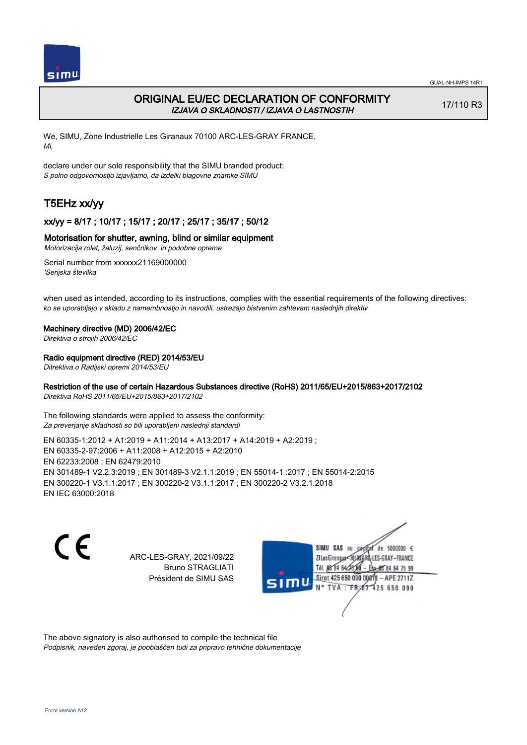# ORIGINAL EU/EC DECLARATION OF CONFORMITY

*IZJAVA O SKLADNOSTI / IZJAVA O LASTNOSTIH*

17/110 R3

We, SIMU, Zone Industrielle Les Giranaux 70100 ARC-LES-GRAY FRANCE,
*Mi,*

declare under our sole responsibility that the SIMU branded product:
*S polno odgovornostjo izjavljamo, da izdelki blagovne znamke SIMU*

## T5EHz xx/yy

### xx/yy = 8/17 ; 10/17 ; 15/17 ; 20/17 ; 25/17 ; 35/17 ; 50/12

**Motorisation for shutter, awning, blind or similar equipment**
*Motorizacija rolet, žaluzij, senčnikov in podobne opreme*

Serial number from xxxxxx21169000000
*'Serijska številka*

when used as intended, according to its instructions, complies with the essential requirements of the following directives:
*ko se uporabljajo v skladu z namembnostjo in navodili, ustrezajo bistvenim zahtevam naslednjih direktiv*

**Machinery directive (MD) 2006/42/EC**
*Direktiva o strojih 2006/42/EC*

**Radio equipment directive (RED) 2014/53/EU**
*Ditrektiva o Radijski opremi 2014/53/EU*

**Restriction of the use of certain Hazardous Substances directive (RoHS) 2011/65/EU+2015/863+2017/2102**
*Direktiva RoHS 2011/65/EU+2015/863+2017/2102*

The following standards were applied to assess the conformity:
*Za preverjanje skladnosti so bili uporabljeni naslednji standardi*

EN 60335-1:2012 + A1:2019 + A11:2014 + A13:2017 + A14:2019 + A2:2019 ;
EN 60335-2-97:2006 + A11:2008 + A12:2015 + A2:2010
EN 62233:2008 ; EN 62479:2010
EN 301489-1 V2.2.3:2019 ; EN 301489-3 V2.1.1:2019 ; EN 55014-1 :2017 ; EN 55014-2:2015
EN 300220-1 V3.1.1:2017 ; EN 300220-2 V3.1.1:2017 ; EN 300220-2 V3.2.1:2018
EN IEC 63000:2018

CE

ARC-LES-GRAY, 2021/09/22
Bruno STRAGLIATI
Président de SIMU SAS

SIMU SAS au capital de 5000000 €
ZI Les Giranaux 70100 ARC-LES-GRAY-FRANCE
Tél. 03 84 64 75 00 – Fax 03 84 64 75 99
Siret 425 650 090 00011 – APE 2711Z
N° TVA : FR 67 425 650 090

The above signatory is also authorised to compile the technical file
*Podpisnik, naveden zgoraj, je pooblaščen tudi za pripravo tehnične dokumentacije*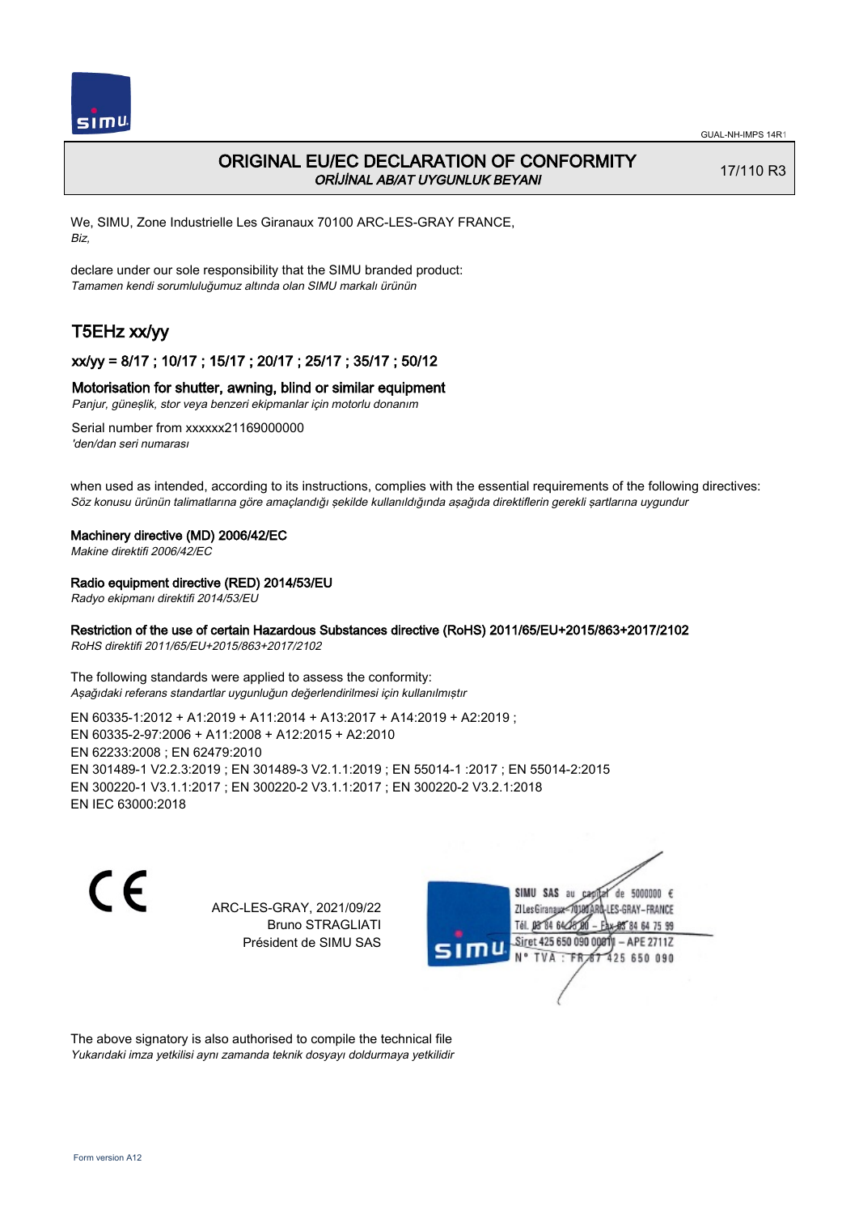# ORIGINAL EU/EC DECLARATION OF CONFORMITY
*ORİJİNAL AB/AT UYGUNLUK BEYANI*

17/110 R3

We, SIMU, Zone Industrielle Les Giranaux 70100 ARC-LES-GRAY FRANCE,
*Biz,*

declare under our sole responsibility that the SIMU branded product:
*Tamamen kendi sorumluluğumuz altında olan SIMU markalı ürünün*

## T5EHz xx/yy

### xx/yy = 8/17 ; 10/17 ; 15/17 ; 20/17 ; 25/17 ; 35/17 ; 50/12

### Motorisation for shutter, awning, blind or similar equipment
*Panjur, güneşlik, stor veya benzeri ekipmanlar için motorlu donanım*

Serial number from xxxxxx21169000000
*'den/dan seri numarası*

when used as intended, according to its instructions, complies with the essential requirements of the following directives:
*Söz konusu ürünün talimatlarına göre amaçlandığı şekilde kullanıldığında aşağıda direktiflerin gerekli şartlarına uygundur*

**Machinery directive (MD) 2006/42/EC**
*Makine direktifi 2006/42/EC*

**Radio equipment directive (RED) 2014/53/EU**
*Radyo ekipmanı direktifi 2014/53/EU*

**Restriction of the use of certain Hazardous Substances directive (RoHS) 2011/65/EU+2015/863+2017/2102**
*RoHS direktifi 2011/65/EU+2015/863+2017/2102*

The following standards were applied to assess the conformity:
*Aşağıdaki referans standartlar uygunluğun değerlendirilmesi için kullanılmıştır*

EN 60335-1:2012 + A1:2019 + A11:2014 + A13:2017 + A14:2019 + A2:2019 ;
EN 60335-2-97:2006 + A11:2008 + A12:2015 + A2:2010
EN 62233:2008 ; EN 62479:2010
EN 301489-1 V2.2.3:2019 ; EN 301489-3 V2.1.1:2019 ; EN 55014-1 :2017 ; EN 55014-2:2015
EN 300220-1 V3.1.1:2017 ; EN 300220-2 V3.1.1:2017 ; EN 300220-2 V3.2.1:2018
EN IEC 63000:2018

CE

ARC-LES-GRAY, 2021/09/22
Bruno STRAGLIATI
Président de SIMU SAS

SIMU SAS au capital de 5000000 €
ZI Les Giranaux 70100 ARC-LES-GRAY-FRANCE
Tél. 03 84 64 28 00 – Fax 03 84 64 75 99
Siret 425 650 090 00011 – APE 2711Z
N° TVA : FR 67 425 650 090

The above signatory is also authorised to compile the technical file
*Yukarıdaki imza yetkilisi aynı zamanda teknik dosyayı doldurmaya yetkilidir*